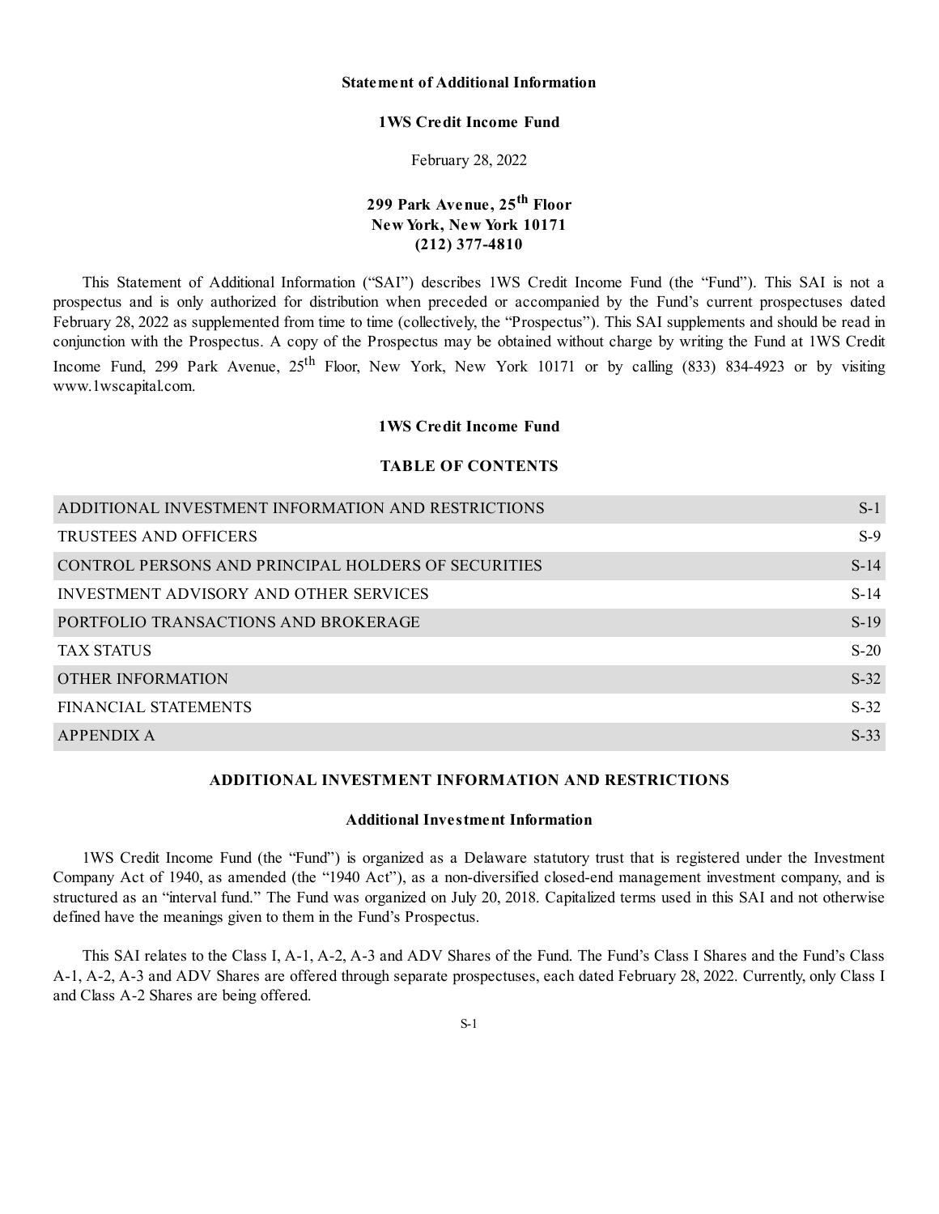**Statement of Additional Information**

**1WS Credit Income Fund**

February 28, 2022

**299 Park Avenue, 25th Floor**
**New York, New York 10171**
**(212) 377-4810**

This Statement of Additional Information ("SAI") describes 1WS Credit Income Fund (the "Fund"). This SAI is not a prospectus and is only authorized for distribution when preceded or accompanied by the Fund's current prospectuses dated February 28, 2022 as supplemented from time to time (collectively, the "Prospectus"). This SAI supplements and should be read in conjunction with the Prospectus. A copy of the Prospectus may be obtained without charge by writing the Fund at 1WS Credit Income Fund, 299 Park Avenue, 25th Floor, New York, New York 10171 or by calling (833) 834-4923 or by visiting www.1wscapital.com.

**1WS Credit Income Fund**

**TABLE OF CONTENTS**

| | |
|---|---|
| ADDITIONAL INVESTMENT INFORMATION AND RESTRICTIONS | S-1 |
| TRUSTEES AND OFFICERS | S-9 |
| CONTROL PERSONS AND PRINCIPAL HOLDERS OF SECURITIES | S-14 |
| INVESTMENT ADVISORY AND OTHER SERVICES | S-14 |
| PORTFOLIO TRANSACTIONS AND BROKERAGE | S-19 |
| TAX STATUS | S-20 |
| OTHER INFORMATION | S-32 |
| FINANCIAL STATEMENTS | S-32 |
| APPENDIX A | S-33 |

## ADDITIONAL INVESTMENT INFORMATION AND RESTRICTIONS

### Additional Investment Information

1WS Credit Income Fund (the "Fund") is organized as a Delaware statutory trust that is registered under the Investment Company Act of 1940, as amended (the "1940 Act"), as a non-diversified closed-end management investment company, and is structured as an "interval fund." The Fund was organized on July 20, 2018. Capitalized terms used in this SAI and not otherwise defined have the meanings given to them in the Fund's Prospectus.

This SAI relates to the Class I, A-1, A-2, A-3 and ADV Shares of the Fund. The Fund's Class I Shares and the Fund's Class A-1, A-2, A-3 and ADV Shares are offered through separate prospectuses, each dated February 28, 2022. Currently, only Class I and Class A-2 Shares are being offered.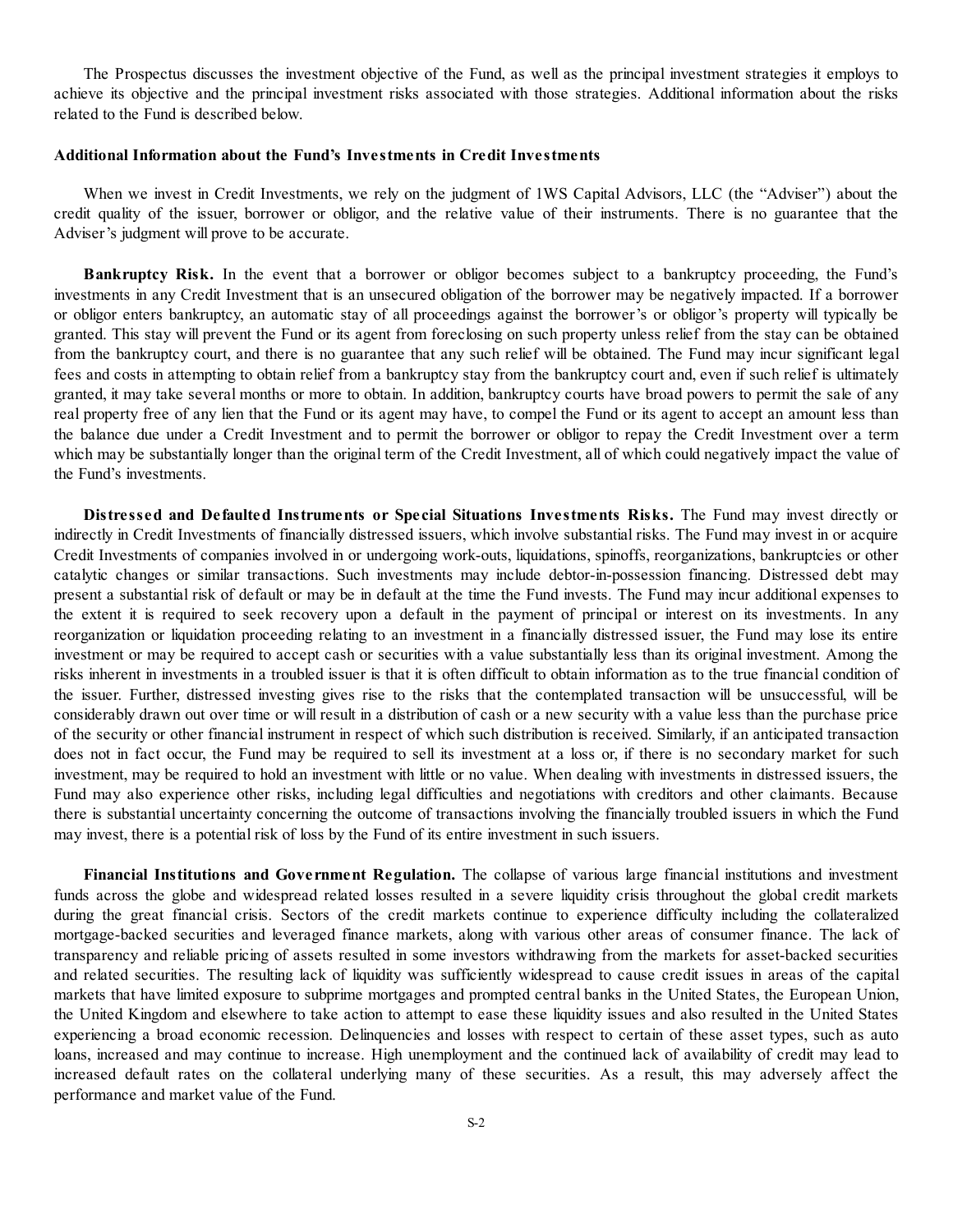The Prospectus discusses the investment objective of the Fund, as well as the principal investment strategies it employs to achieve its objective and the principal investment risks associated with those strategies. Additional information about the risks related to the Fund is described below.

**Additional Information about the Fund's Investments in Credit Investments**

When we invest in Credit Investments, we rely on the judgment of 1WS Capital Advisors, LLC (the "Adviser") about the credit quality of the issuer, borrower or obligor, and the relative value of their instruments. There is no guarantee that the Adviser's judgment will prove to be accurate.

**Bankruptcy Risk.** In the event that a borrower or obligor becomes subject to a bankruptcy proceeding, the Fund's investments in any Credit Investment that is an unsecured obligation of the borrower may be negatively impacted. If a borrower or obligor enters bankruptcy, an automatic stay of all proceedings against the borrower's or obligor's property will typically be granted. This stay will prevent the Fund or its agent from foreclosing on such property unless relief from the stay can be obtained from the bankruptcy court, and there is no guarantee that any such relief will be obtained. The Fund may incur significant legal fees and costs in attempting to obtain relief from a bankruptcy stay from the bankruptcy court and, even if such relief is ultimately granted, it may take several months or more to obtain. In addition, bankruptcy courts have broad powers to permit the sale of any real property free of any lien that the Fund or its agent may have, to compel the Fund or its agent to accept an amount less than the balance due under a Credit Investment and to permit the borrower or obligor to repay the Credit Investment over a term which may be substantially longer than the original term of the Credit Investment, all of which could negatively impact the value of the Fund's investments.

**Distressed and Defaulted Instruments or Special Situations Investments Risks.** The Fund may invest directly or indirectly in Credit Investments of financially distressed issuers, which involve substantial risks. The Fund may invest in or acquire Credit Investments of companies involved in or undergoing work-outs, liquidations, spinoffs, reorganizations, bankruptcies or other catalytic changes or similar transactions. Such investments may include debtor-in-possession financing. Distressed debt may present a substantial risk of default or may be in default at the time the Fund invests. The Fund may incur additional expenses to the extent it is required to seek recovery upon a default in the payment of principal or interest on its investments. In any reorganization or liquidation proceeding relating to an investment in a financially distressed issuer, the Fund may lose its entire investment or may be required to accept cash or securities with a value substantially less than its original investment. Among the risks inherent in investments in a troubled issuer is that it is often difficult to obtain information as to the true financial condition of the issuer. Further, distressed investing gives rise to the risks that the contemplated transaction will be unsuccessful, will be considerably drawn out over time or will result in a distribution of cash or a new security with a value less than the purchase price of the security or other financial instrument in respect of which such distribution is received. Similarly, if an anticipated transaction does not in fact occur, the Fund may be required to sell its investment at a loss or, if there is no secondary market for such investment, may be required to hold an investment with little or no value. When dealing with investments in distressed issuers, the Fund may also experience other risks, including legal difficulties and negotiations with creditors and other claimants. Because there is substantial uncertainty concerning the outcome of transactions involving the financially troubled issuers in which the Fund may invest, there is a potential risk of loss by the Fund of its entire investment in such issuers.

**Financial Institutions and Government Regulation.** The collapse of various large financial institutions and investment funds across the globe and widespread related losses resulted in a severe liquidity crisis throughout the global credit markets during the great financial crisis. Sectors of the credit markets continue to experience difficulty including the collateralized mortgage-backed securities and leveraged finance markets, along with various other areas of consumer finance. The lack of transparency and reliable pricing of assets resulted in some investors withdrawing from the markets for asset-backed securities and related securities. The resulting lack of liquidity was sufficiently widespread to cause credit issues in areas of the capital markets that have limited exposure to subprime mortgages and prompted central banks in the United States, the European Union, the United Kingdom and elsewhere to take action to attempt to ease these liquidity issues and also resulted in the United States experiencing a broad economic recession. Delinquencies and losses with respect to certain of these asset types, such as auto loans, increased and may continue to increase. High unemployment and the continued lack of availability of credit may lead to increased default rates on the collateral underlying many of these securities. As a result, this may adversely affect the performance and market value of the Fund.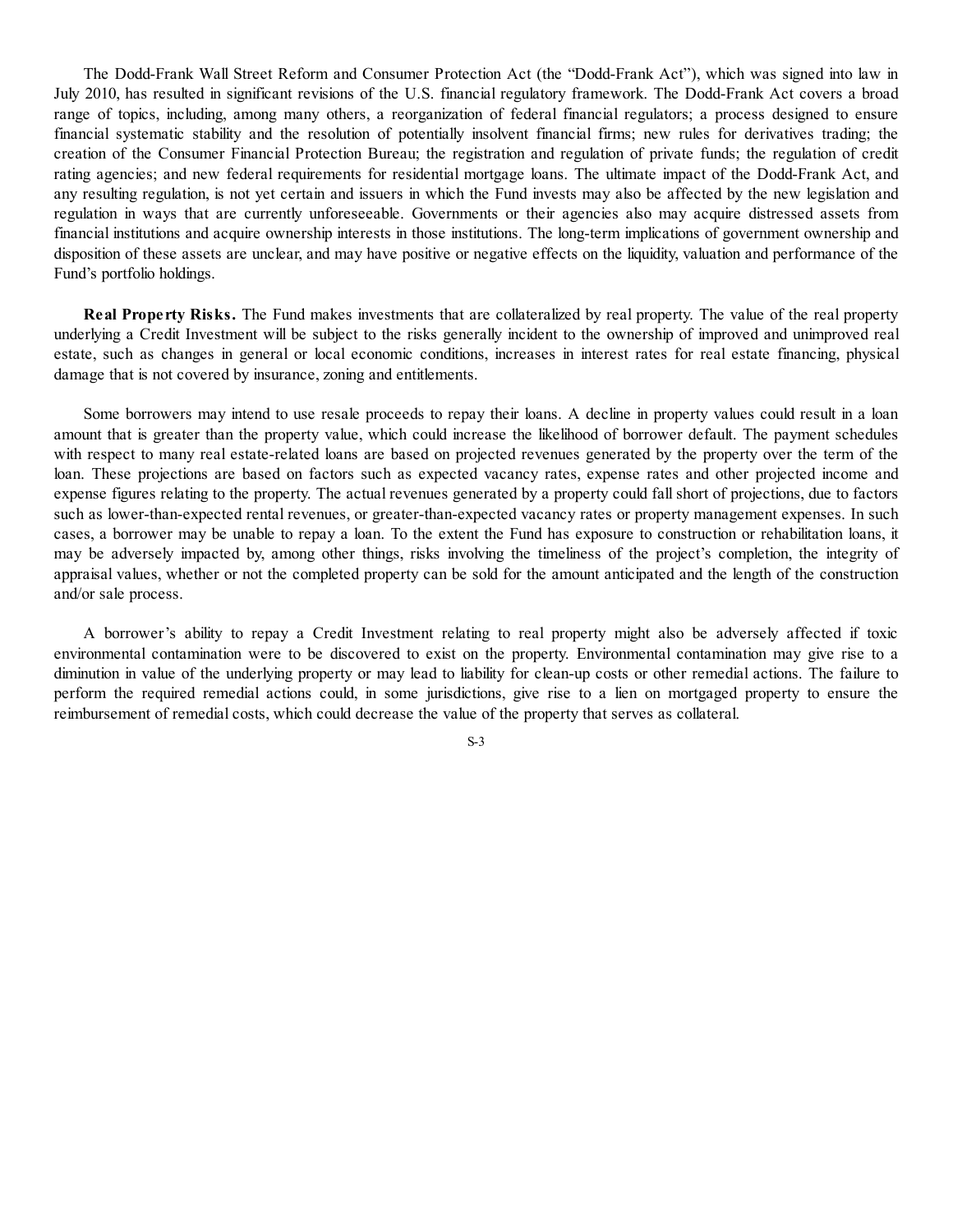The Dodd-Frank Wall Street Reform and Consumer Protection Act (the "Dodd-Frank Act"), which was signed into law in July 2010, has resulted in significant revisions of the U.S. financial regulatory framework. The Dodd-Frank Act covers a broad range of topics, including, among many others, a reorganization of federal financial regulators; a process designed to ensure financial systematic stability and the resolution of potentially insolvent financial firms; new rules for derivatives trading; the creation of the Consumer Financial Protection Bureau; the registration and regulation of private funds; the regulation of credit rating agencies; and new federal requirements for residential mortgage loans. The ultimate impact of the Dodd-Frank Act, and any resulting regulation, is not yet certain and issuers in which the Fund invests may also be affected by the new legislation and regulation in ways that are currently unforeseeable. Governments or their agencies also may acquire distressed assets from financial institutions and acquire ownership interests in those institutions. The long-term implications of government ownership and disposition of these assets are unclear, and may have positive or negative effects on the liquidity, valuation and performance of the Fund's portfolio holdings.

**Real Property Risks.** The Fund makes investments that are collateralized by real property. The value of the real property underlying a Credit Investment will be subject to the risks generally incident to the ownership of improved and unimproved real estate, such as changes in general or local economic conditions, increases in interest rates for real estate financing, physical damage that is not covered by insurance, zoning and entitlements.

Some borrowers may intend to use resale proceeds to repay their loans. A decline in property values could result in a loan amount that is greater than the property value, which could increase the likelihood of borrower default. The payment schedules with respect to many real estate-related loans are based on projected revenues generated by the property over the term of the loan. These projections are based on factors such as expected vacancy rates, expense rates and other projected income and expense figures relating to the property. The actual revenues generated by a property could fall short of projections, due to factors such as lower-than-expected rental revenues, or greater-than-expected vacancy rates or property management expenses. In such cases, a borrower may be unable to repay a loan. To the extent the Fund has exposure to construction or rehabilitation loans, it may be adversely impacted by, among other things, risks involving the timeliness of the project's completion, the integrity of appraisal values, whether or not the completed property can be sold for the amount anticipated and the length of the construction and/or sale process.

A borrower's ability to repay a Credit Investment relating to real property might also be adversely affected if toxic environmental contamination were to be discovered to exist on the property. Environmental contamination may give rise to a diminution in value of the underlying property or may lead to liability for clean-up costs or other remedial actions. The failure to perform the required remedial actions could, in some jurisdictions, give rise to a lien on mortgaged property to ensure the reimbursement of remedial costs, which could decrease the value of the property that serves as collateral.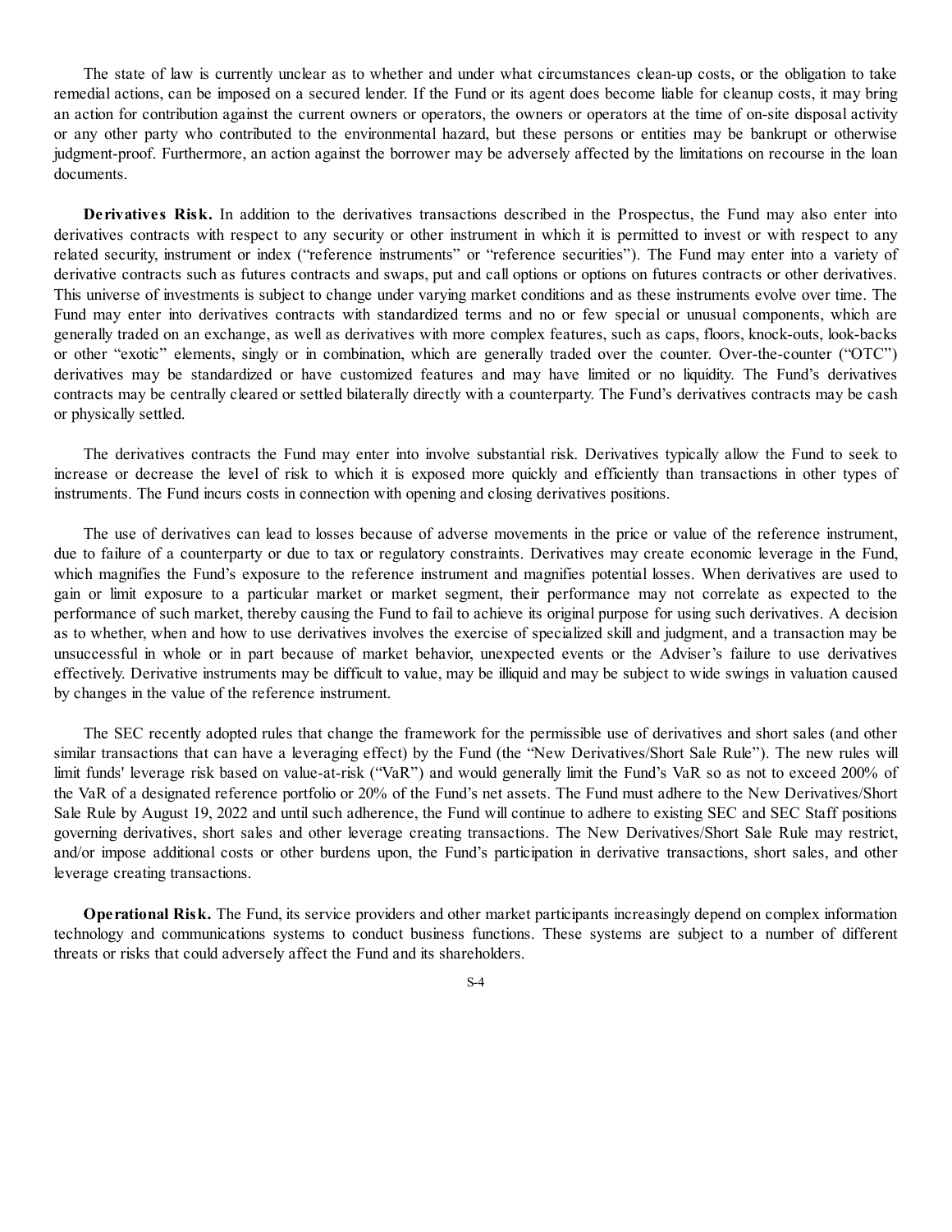The state of law is currently unclear as to whether and under what circumstances clean-up costs, or the obligation to take remedial actions, can be imposed on a secured lender. If the Fund or its agent does become liable for cleanup costs, it may bring an action for contribution against the current owners or operators, the owners or operators at the time of on-site disposal activity or any other party who contributed to the environmental hazard, but these persons or entities may be bankrupt or otherwise judgment-proof. Furthermore, an action against the borrower may be adversely affected by the limitations on recourse in the loan documents.

**Derivatives Risk.** In addition to the derivatives transactions described in the Prospectus, the Fund may also enter into derivatives contracts with respect to any security or other instrument in which it is permitted to invest or with respect to any related security, instrument or index ("reference instruments" or "reference securities"). The Fund may enter into a variety of derivative contracts such as futures contracts and swaps, put and call options or options on futures contracts or other derivatives. This universe of investments is subject to change under varying market conditions and as these instruments evolve over time. The Fund may enter into derivatives contracts with standardized terms and no or few special or unusual components, which are generally traded on an exchange, as well as derivatives with more complex features, such as caps, floors, knock-outs, look-backs or other "exotic" elements, singly or in combination, which are generally traded over the counter. Over-the-counter ("OTC") derivatives may be standardized or have customized features and may have limited or no liquidity. The Fund's derivatives contracts may be centrally cleared or settled bilaterally directly with a counterparty. The Fund's derivatives contracts may be cash or physically settled.

The derivatives contracts the Fund may enter into involve substantial risk. Derivatives typically allow the Fund to seek to increase or decrease the level of risk to which it is exposed more quickly and efficiently than transactions in other types of instruments. The Fund incurs costs in connection with opening and closing derivatives positions.

The use of derivatives can lead to losses because of adverse movements in the price or value of the reference instrument, due to failure of a counterparty or due to tax or regulatory constraints. Derivatives may create economic leverage in the Fund, which magnifies the Fund's exposure to the reference instrument and magnifies potential losses. When derivatives are used to gain or limit exposure to a particular market or market segment, their performance may not correlate as expected to the performance of such market, thereby causing the Fund to fail to achieve its original purpose for using such derivatives. A decision as to whether, when and how to use derivatives involves the exercise of specialized skill and judgment, and a transaction may be unsuccessful in whole or in part because of market behavior, unexpected events or the Adviser's failure to use derivatives effectively. Derivative instruments may be difficult to value, may be illiquid and may be subject to wide swings in valuation caused by changes in the value of the reference instrument.

The SEC recently adopted rules that change the framework for the permissible use of derivatives and short sales (and other similar transactions that can have a leveraging effect) by the Fund (the "New Derivatives/Short Sale Rule"). The new rules will limit funds' leverage risk based on value-at-risk ("VaR") and would generally limit the Fund's VaR so as not to exceed 200% of the VaR of a designated reference portfolio or 20% of the Fund's net assets. The Fund must adhere to the New Derivatives/Short Sale Rule by August 19, 2022 and until such adherence, the Fund will continue to adhere to existing SEC and SEC Staff positions governing derivatives, short sales and other leverage creating transactions. The New Derivatives/Short Sale Rule may restrict, and/or impose additional costs or other burdens upon, the Fund's participation in derivative transactions, short sales, and other leverage creating transactions.

**Operational Risk.** The Fund, its service providers and other market participants increasingly depend on complex information technology and communications systems to conduct business functions. These systems are subject to a number of different threats or risks that could adversely affect the Fund and its shareholders.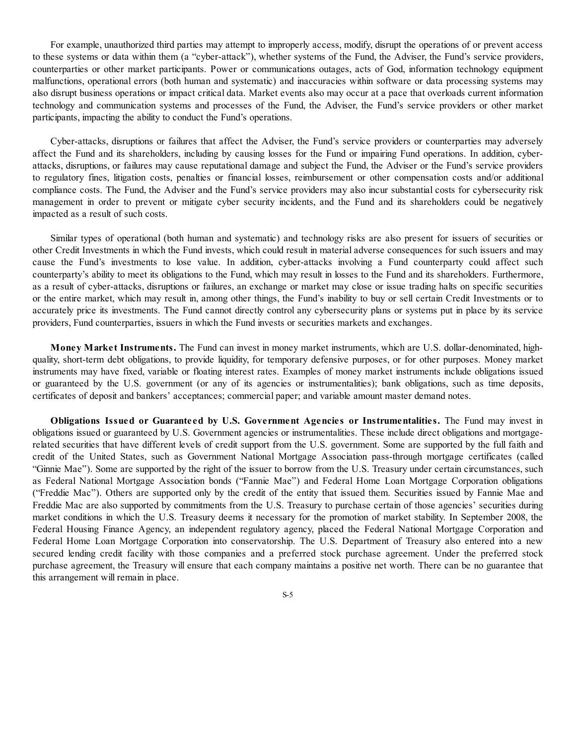For example, unauthorized third parties may attempt to improperly access, modify, disrupt the operations of or prevent access to these systems or data within them (a "cyber-attack"), whether systems of the Fund, the Adviser, the Fund's service providers, counterparties or other market participants. Power or communications outages, acts of God, information technology equipment malfunctions, operational errors (both human and systematic) and inaccuracies within software or data processing systems may also disrupt business operations or impact critical data. Market events also may occur at a pace that overloads current information technology and communication systems and processes of the Fund, the Adviser, the Fund's service providers or other market participants, impacting the ability to conduct the Fund's operations.

Cyber-attacks, disruptions or failures that affect the Adviser, the Fund's service providers or counterparties may adversely affect the Fund and its shareholders, including by causing losses for the Fund or impairing Fund operations. In addition, cyber-attacks, disruptions, or failures may cause reputational damage and subject the Fund, the Adviser or the Fund's service providers to regulatory fines, litigation costs, penalties or financial losses, reimbursement or other compensation costs and/or additional compliance costs. The Fund, the Adviser and the Fund's service providers may also incur substantial costs for cybersecurity risk management in order to prevent or mitigate cyber security incidents, and the Fund and its shareholders could be negatively impacted as a result of such costs.

Similar types of operational (both human and systematic) and technology risks are also present for issuers of securities or other Credit Investments in which the Fund invests, which could result in material adverse consequences for such issuers and may cause the Fund's investments to lose value. In addition, cyber-attacks involving a Fund counterparty could affect such counterparty's ability to meet its obligations to the Fund, which may result in losses to the Fund and its shareholders. Furthermore, as a result of cyber-attacks, disruptions or failures, an exchange or market may close or issue trading halts on specific securities or the entire market, which may result in, among other things, the Fund's inability to buy or sell certain Credit Investments or to accurately price its investments. The Fund cannot directly control any cybersecurity plans or systems put in place by its service providers, Fund counterparties, issuers in which the Fund invests or securities markets and exchanges.

**Money Market Instruments.** The Fund can invest in money market instruments, which are U.S. dollar-denominated, high-quality, short-term debt obligations, to provide liquidity, for temporary defensive purposes, or for other purposes. Money market instruments may have fixed, variable or floating interest rates. Examples of money market instruments include obligations issued or guaranteed by the U.S. government (or any of its agencies or instrumentalities); bank obligations, such as time deposits, certificates of deposit and bankers' acceptances; commercial paper; and variable amount master demand notes.

**Obligations Issued or Guaranteed by U.S. Government Agencies or Instrumentalities.** The Fund may invest in obligations issued or guaranteed by U.S. Government agencies or instrumentalities. These include direct obligations and mortgage-related securities that have different levels of credit support from the U.S. government. Some are supported by the full faith and credit of the United States, such as Government National Mortgage Association pass-through mortgage certificates (called "Ginnie Mae"). Some are supported by the right of the issuer to borrow from the U.S. Treasury under certain circumstances, such as Federal National Mortgage Association bonds ("Fannie Mae") and Federal Home Loan Mortgage Corporation obligations ("Freddie Mac"). Others are supported only by the credit of the entity that issued them. Securities issued by Fannie Mae and Freddie Mac are also supported by commitments from the U.S. Treasury to purchase certain of those agencies' securities during market conditions in which the U.S. Treasury deems it necessary for the promotion of market stability. In September 2008, the Federal Housing Finance Agency, an independent regulatory agency, placed the Federal National Mortgage Corporation and Federal Home Loan Mortgage Corporation into conservatorship. The U.S. Department of Treasury also entered into a new secured lending credit facility with those companies and a preferred stock purchase agreement. Under the preferred stock purchase agreement, the Treasury will ensure that each company maintains a positive net worth. There can be no guarantee that this arrangement will remain in place.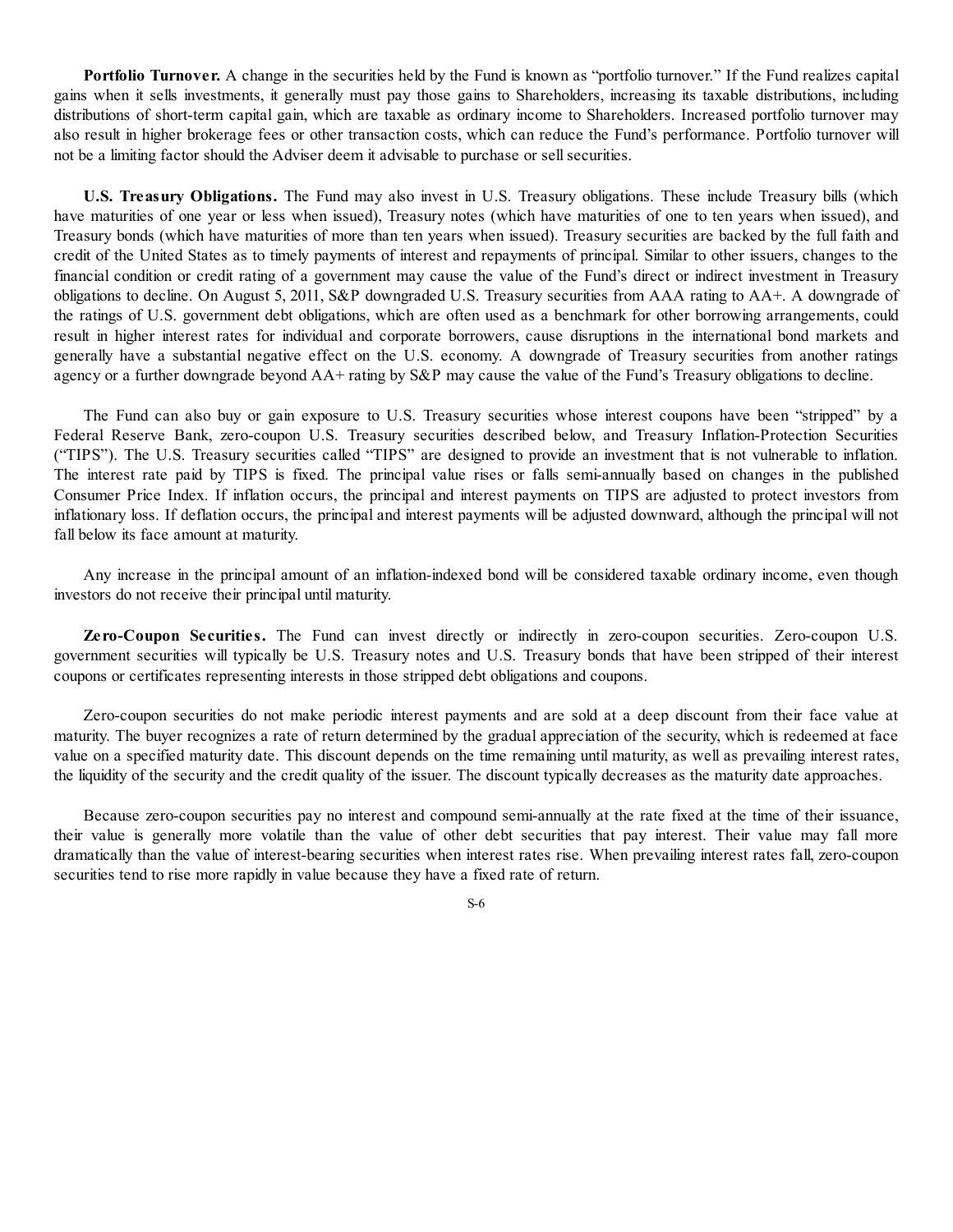**Portfolio Turnover.** A change in the securities held by the Fund is known as "portfolio turnover." If the Fund realizes capital gains when it sells investments, it generally must pay those gains to Shareholders, increasing its taxable distributions, including distributions of short-term capital gain, which are taxable as ordinary income to Shareholders. Increased portfolio turnover may also result in higher brokerage fees or other transaction costs, which can reduce the Fund's performance. Portfolio turnover will not be a limiting factor should the Adviser deem it advisable to purchase or sell securities.

**U.S. Treasury Obligations.** The Fund may also invest in U.S. Treasury obligations. These include Treasury bills (which have maturities of one year or less when issued), Treasury notes (which have maturities of one to ten years when issued), and Treasury bonds (which have maturities of more than ten years when issued). Treasury securities are backed by the full faith and credit of the United States as to timely payments of interest and repayments of principal. Similar to other issuers, changes to the financial condition or credit rating of a government may cause the value of the Fund's direct or indirect investment in Treasury obligations to decline. On August 5, 2011, S&P downgraded U.S. Treasury securities from AAA rating to AA+. A downgrade of the ratings of U.S. government debt obligations, which are often used as a benchmark for other borrowing arrangements, could result in higher interest rates for individual and corporate borrowers, cause disruptions in the international bond markets and generally have a substantial negative effect on the U.S. economy. A downgrade of Treasury securities from another ratings agency or a further downgrade beyond AA+ rating by S&P may cause the value of the Fund's Treasury obligations to decline.

The Fund can also buy or gain exposure to U.S. Treasury securities whose interest coupons have been "stripped" by a Federal Reserve Bank, zero-coupon U.S. Treasury securities described below, and Treasury Inflation-Protection Securities ("TIPS"). The U.S. Treasury securities called "TIPS" are designed to provide an investment that is not vulnerable to inflation. The interest rate paid by TIPS is fixed. The principal value rises or falls semi-annually based on changes in the published Consumer Price Index. If inflation occurs, the principal and interest payments on TIPS are adjusted to protect investors from inflationary loss. If deflation occurs, the principal and interest payments will be adjusted downward, although the principal will not fall below its face amount at maturity.

Any increase in the principal amount of an inflation-indexed bond will be considered taxable ordinary income, even though investors do not receive their principal until maturity.

**Zero-Coupon Securities.** The Fund can invest directly or indirectly in zero-coupon securities. Zero-coupon U.S. government securities will typically be U.S. Treasury notes and U.S. Treasury bonds that have been stripped of their interest coupons or certificates representing interests in those stripped debt obligations and coupons.

Zero-coupon securities do not make periodic interest payments and are sold at a deep discount from their face value at maturity. The buyer recognizes a rate of return determined by the gradual appreciation of the security, which is redeemed at face value on a specified maturity date. This discount depends on the time remaining until maturity, as well as prevailing interest rates, the liquidity of the security and the credit quality of the issuer. The discount typically decreases as the maturity date approaches.

Because zero-coupon securities pay no interest and compound semi-annually at the rate fixed at the time of their issuance, their value is generally more volatile than the value of other debt securities that pay interest. Their value may fall more dramatically than the value of interest-bearing securities when interest rates rise. When prevailing interest rates fall, zero-coupon securities tend to rise more rapidly in value because they have a fixed rate of return.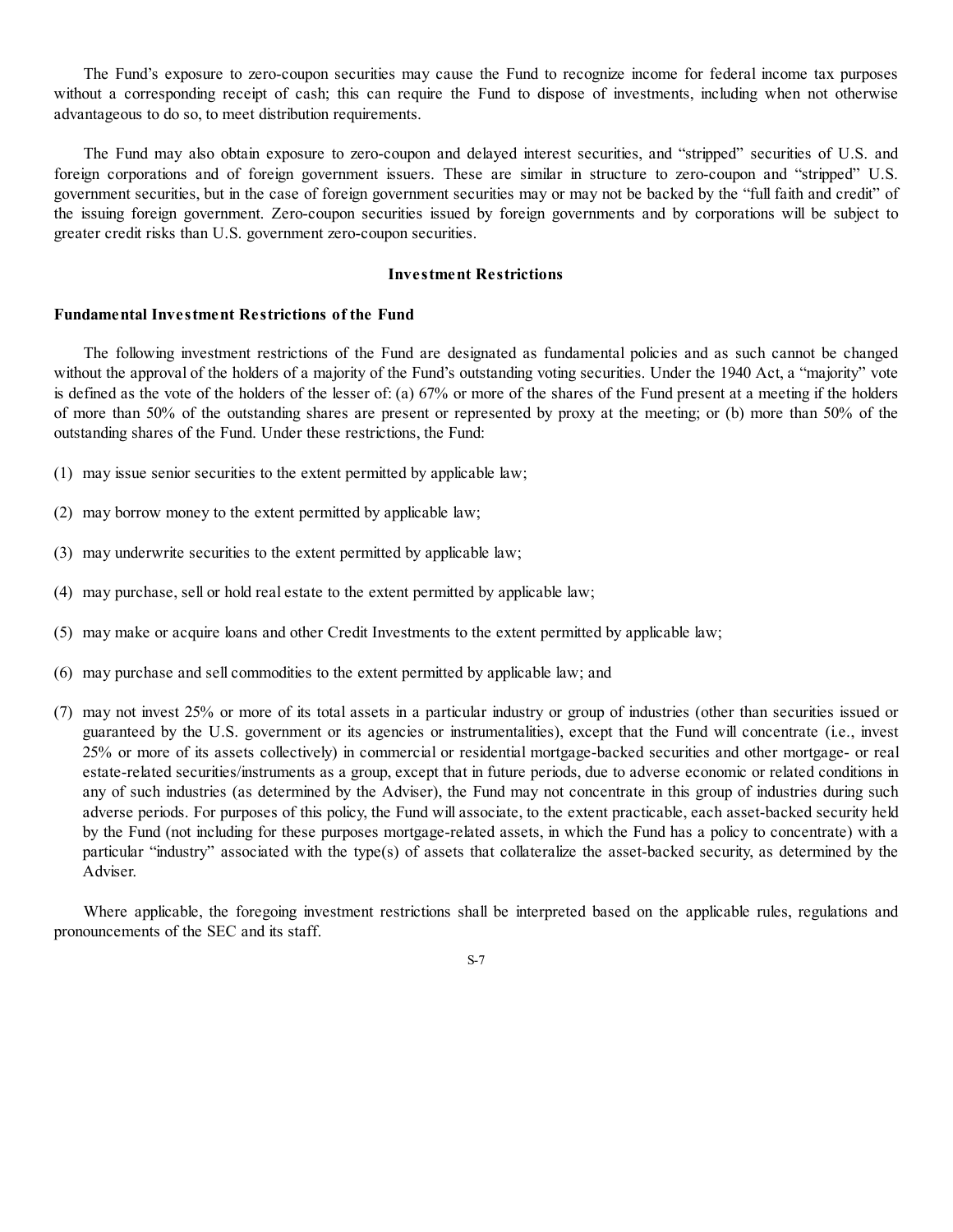The Fund's exposure to zero-coupon securities may cause the Fund to recognize income for federal income tax purposes without a corresponding receipt of cash; this can require the Fund to dispose of investments, including when not otherwise advantageous to do so, to meet distribution requirements.

The Fund may also obtain exposure to zero-coupon and delayed interest securities, and "stripped" securities of U.S. and foreign corporations and of foreign government issuers. These are similar in structure to zero-coupon and "stripped" U.S. government securities, but in the case of foreign government securities may or may not be backed by the "full faith and credit" of the issuing foreign government. Zero-coupon securities issued by foreign governments and by corporations will be subject to greater credit risks than U.S. government zero-coupon securities.

## Investment Restrictions

### Fundamental Investment Restrictions of the Fund

The following investment restrictions of the Fund are designated as fundamental policies and as such cannot be changed without the approval of the holders of a majority of the Fund's outstanding voting securities. Under the 1940 Act, a "majority" vote is defined as the vote of the holders of the lesser of: (a) 67% or more of the shares of the Fund present at a meeting if the holders of more than 50% of the outstanding shares are present or represented by proxy at the meeting; or (b) more than 50% of the outstanding shares of the Fund. Under these restrictions, the Fund:

(1) may issue senior securities to the extent permitted by applicable law;

(2) may borrow money to the extent permitted by applicable law;

(3) may underwrite securities to the extent permitted by applicable law;

(4) may purchase, sell or hold real estate to the extent permitted by applicable law;

(5) may make or acquire loans and other Credit Investments to the extent permitted by applicable law;

(6) may purchase and sell commodities to the extent permitted by applicable law; and

(7) may not invest 25% or more of its total assets in a particular industry or group of industries (other than securities issued or guaranteed by the U.S. government or its agencies or instrumentalities), except that the Fund will concentrate (i.e., invest 25% or more of its assets collectively) in commercial or residential mortgage-backed securities and other mortgage- or real estate-related securities/instruments as a group, except that in future periods, due to adverse economic or related conditions in any of such industries (as determined by the Adviser), the Fund may not concentrate in this group of industries during such adverse periods. For purposes of this policy, the Fund will associate, to the extent practicable, each asset-backed security held by the Fund (not including for these purposes mortgage-related assets, in which the Fund has a policy to concentrate) with a particular "industry" associated with the type(s) of assets that collateralize the asset-backed security, as determined by the Adviser.

Where applicable, the foregoing investment restrictions shall be interpreted based on the applicable rules, regulations and pronouncements of the SEC and its staff.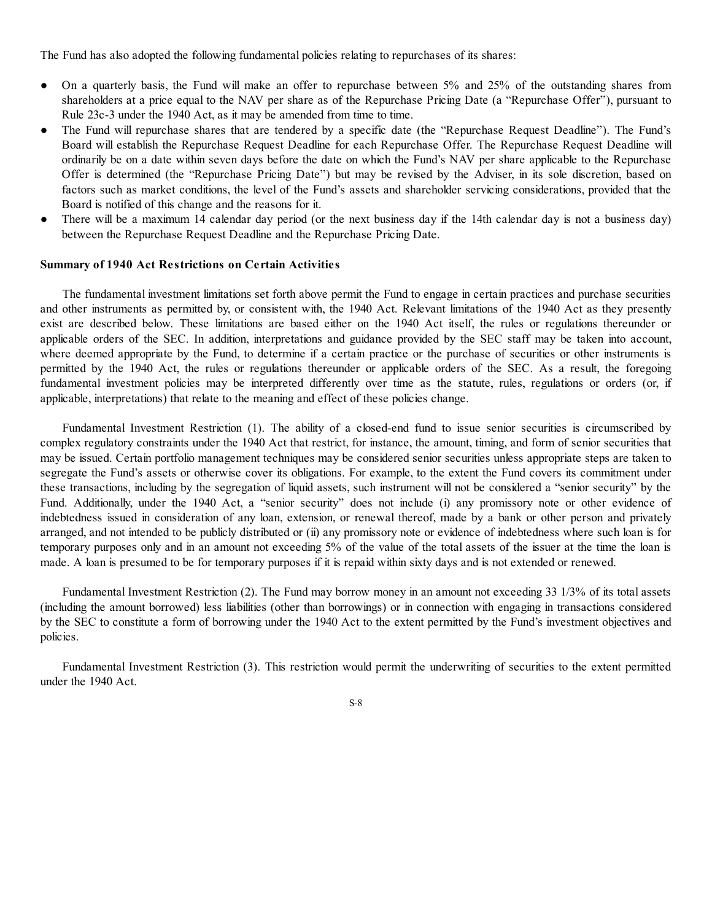The Fund has also adopted the following fundamental policies relating to repurchases of its shares:

- On a quarterly basis, the Fund will make an offer to repurchase between 5% and 25% of the outstanding shares from shareholders at a price equal to the NAV per share as of the Repurchase Pricing Date (a "Repurchase Offer"), pursuant to Rule 23c-3 under the 1940 Act, as it may be amended from time to time.
- The Fund will repurchase shares that are tendered by a specific date (the "Repurchase Request Deadline"). The Fund's Board will establish the Repurchase Request Deadline for each Repurchase Offer. The Repurchase Request Deadline will ordinarily be on a date within seven days before the date on which the Fund's NAV per share applicable to the Repurchase Offer is determined (the "Repurchase Pricing Date") but may be revised by the Adviser, in its sole discretion, based on factors such as market conditions, the level of the Fund's assets and shareholder servicing considerations, provided that the Board is notified of this change and the reasons for it.
- There will be a maximum 14 calendar day period (or the next business day if the 14th calendar day is not a business day) between the Repurchase Request Deadline and the Repurchase Pricing Date.

**Summary of 1940 Act Restrictions on Certain Activities**

The fundamental investment limitations set forth above permit the Fund to engage in certain practices and purchase securities and other instruments as permitted by, or consistent with, the 1940 Act. Relevant limitations of the 1940 Act as they presently exist are described below. These limitations are based either on the 1940 Act itself, the rules or regulations thereunder or applicable orders of the SEC. In addition, interpretations and guidance provided by the SEC staff may be taken into account, where deemed appropriate by the Fund, to determine if a certain practice or the purchase of securities or other instruments is permitted by the 1940 Act, the rules or regulations thereunder or applicable orders of the SEC. As a result, the foregoing fundamental investment policies may be interpreted differently over time as the statute, rules, regulations or orders (or, if applicable, interpretations) that relate to the meaning and effect of these policies change.

Fundamental Investment Restriction (1). The ability of a closed-end fund to issue senior securities is circumscribed by complex regulatory constraints under the 1940 Act that restrict, for instance, the amount, timing, and form of senior securities that may be issued. Certain portfolio management techniques may be considered senior securities unless appropriate steps are taken to segregate the Fund's assets or otherwise cover its obligations. For example, to the extent the Fund covers its commitment under these transactions, including by the segregation of liquid assets, such instrument will not be considered a "senior security" by the Fund. Additionally, under the 1940 Act, a "senior security" does not include (i) any promissory note or other evidence of indebtedness issued in consideration of any loan, extension, or renewal thereof, made by a bank or other person and privately arranged, and not intended to be publicly distributed or (ii) any promissory note or evidence of indebtedness where such loan is for temporary purposes only and in an amount not exceeding 5% of the value of the total assets of the issuer at the time the loan is made. A loan is presumed to be for temporary purposes if it is repaid within sixty days and is not extended or renewed.

Fundamental Investment Restriction (2). The Fund may borrow money in an amount not exceeding 33 1/3% of its total assets (including the amount borrowed) less liabilities (other than borrowings) or in connection with engaging in transactions considered by the SEC to constitute a form of borrowing under the 1940 Act to the extent permitted by the Fund's investment objectives and policies.

Fundamental Investment Restriction (3). This restriction would permit the underwriting of securities to the extent permitted under the 1940 Act.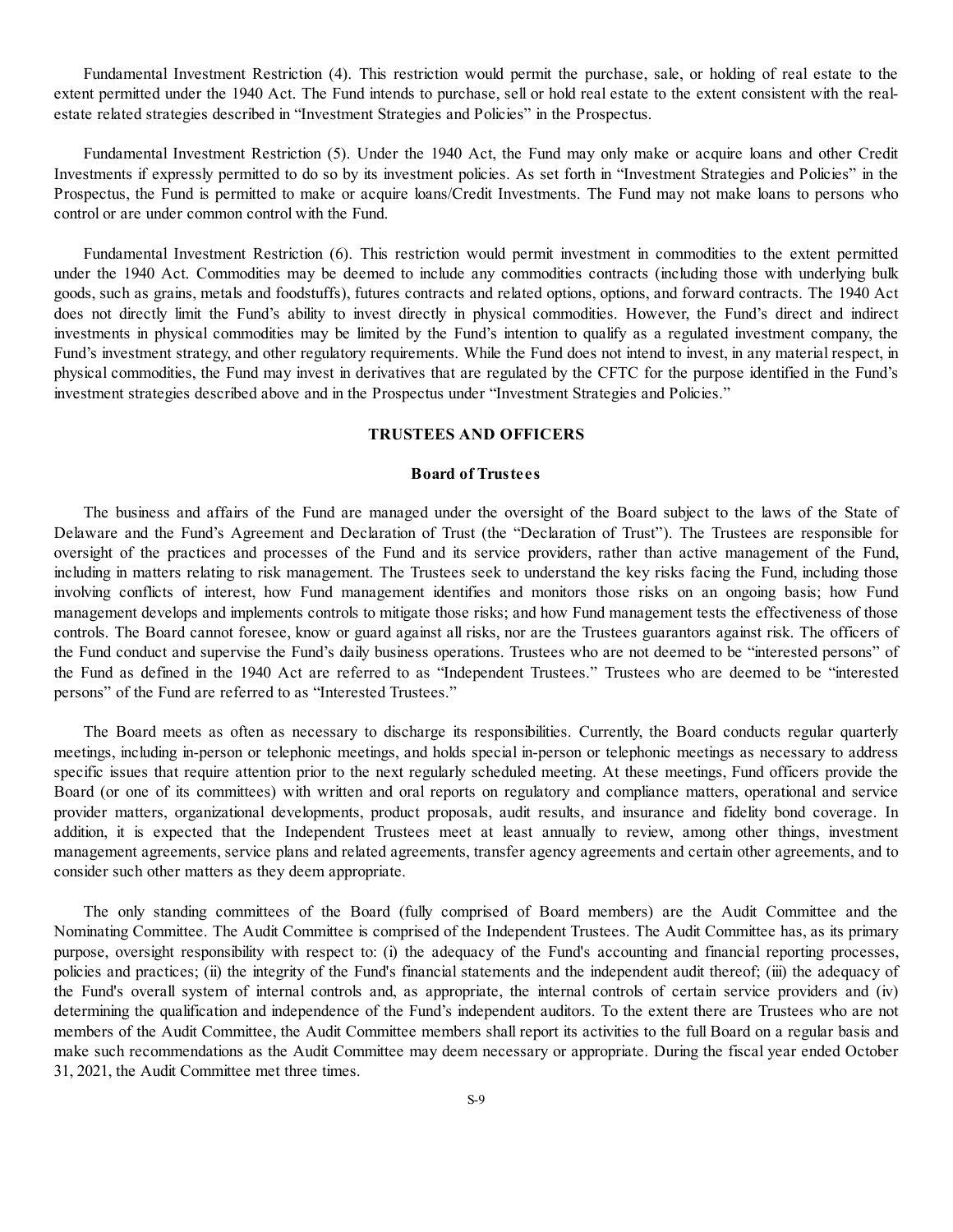Fundamental Investment Restriction (4). This restriction would permit the purchase, sale, or holding of real estate to the extent permitted under the 1940 Act. The Fund intends to purchase, sell or hold real estate to the extent consistent with the real-estate related strategies described in "Investment Strategies and Policies" in the Prospectus.

Fundamental Investment Restriction (5). Under the 1940 Act, the Fund may only make or acquire loans and other Credit Investments if expressly permitted to do so by its investment policies. As set forth in "Investment Strategies and Policies" in the Prospectus, the Fund is permitted to make or acquire loans/Credit Investments. The Fund may not make loans to persons who control or are under common control with the Fund.

Fundamental Investment Restriction (6). This restriction would permit investment in commodities to the extent permitted under the 1940 Act. Commodities may be deemed to include any commodities contracts (including those with underlying bulk goods, such as grains, metals and foodstuffs), futures contracts and related options, options, and forward contracts. The 1940 Act does not directly limit the Fund's ability to invest directly in physical commodities. However, the Fund's direct and indirect investments in physical commodities may be limited by the Fund's intention to qualify as a regulated investment company, the Fund's investment strategy, and other regulatory requirements. While the Fund does not intend to invest, in any material respect, in physical commodities, the Fund may invest in derivatives that are regulated by the CFTC for the purpose identified in the Fund's investment strategies described above and in the Prospectus under "Investment Strategies and Policies."

## TRUSTEES AND OFFICERS

### Board of Trustees

The business and affairs of the Fund are managed under the oversight of the Board subject to the laws of the State of Delaware and the Fund's Agreement and Declaration of Trust (the "Declaration of Trust"). The Trustees are responsible for oversight of the practices and processes of the Fund and its service providers, rather than active management of the Fund, including in matters relating to risk management. The Trustees seek to understand the key risks facing the Fund, including those involving conflicts of interest, how Fund management identifies and monitors those risks on an ongoing basis; how Fund management develops and implements controls to mitigate those risks; and how Fund management tests the effectiveness of those controls. The Board cannot foresee, know or guard against all risks, nor are the Trustees guarantors against risk. The officers of the Fund conduct and supervise the Fund's daily business operations. Trustees who are not deemed to be "interested persons" of the Fund as defined in the 1940 Act are referred to as "Independent Trustees." Trustees who are deemed to be "interested persons" of the Fund are referred to as "Interested Trustees."

The Board meets as often as necessary to discharge its responsibilities. Currently, the Board conducts regular quarterly meetings, including in-person or telephonic meetings, and holds special in-person or telephonic meetings as necessary to address specific issues that require attention prior to the next regularly scheduled meeting. At these meetings, Fund officers provide the Board (or one of its committees) with written and oral reports on regulatory and compliance matters, operational and service provider matters, organizational developments, product proposals, audit results, and insurance and fidelity bond coverage. In addition, it is expected that the Independent Trustees meet at least annually to review, among other things, investment management agreements, service plans and related agreements, transfer agency agreements and certain other agreements, and to consider such other matters as they deem appropriate.

The only standing committees of the Board (fully comprised of Board members) are the Audit Committee and the Nominating Committee. The Audit Committee is comprised of the Independent Trustees. The Audit Committee has, as its primary purpose, oversight responsibility with respect to: (i) the adequacy of the Fund's accounting and financial reporting processes, policies and practices; (ii) the integrity of the Fund's financial statements and the independent audit thereof; (iii) the adequacy of the Fund's overall system of internal controls and, as appropriate, the internal controls of certain service providers and (iv) determining the qualification and independence of the Fund's independent auditors. To the extent there are Trustees who are not members of the Audit Committee, the Audit Committee members shall report its activities to the full Board on a regular basis and make such recommendations as the Audit Committee may deem necessary or appropriate. During the fiscal year ended October 31, 2021, the Audit Committee met three times.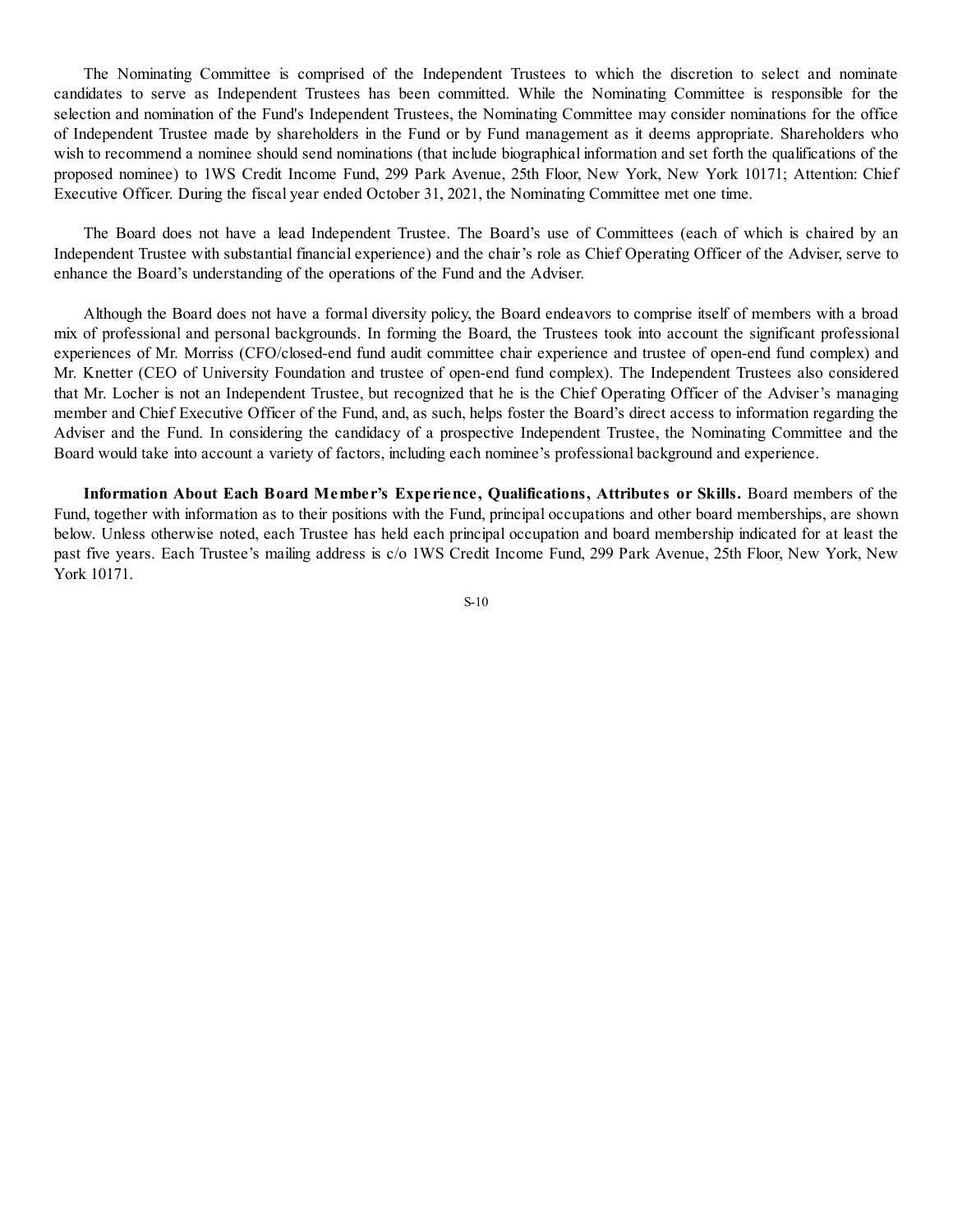The Nominating Committee is comprised of the Independent Trustees to which the discretion to select and nominate candidates to serve as Independent Trustees has been committed. While the Nominating Committee is responsible for the selection and nomination of the Fund's Independent Trustees, the Nominating Committee may consider nominations for the office of Independent Trustee made by shareholders in the Fund or by Fund management as it deems appropriate. Shareholders who wish to recommend a nominee should send nominations (that include biographical information and set forth the qualifications of the proposed nominee) to 1WS Credit Income Fund, 299 Park Avenue, 25th Floor, New York, New York 10171; Attention: Chief Executive Officer. During the fiscal year ended October 31, 2021, the Nominating Committee met one time.

The Board does not have a lead Independent Trustee. The Board's use of Committees (each of which is chaired by an Independent Trustee with substantial financial experience) and the chair's role as Chief Operating Officer of the Adviser, serve to enhance the Board's understanding of the operations of the Fund and the Adviser.

Although the Board does not have a formal diversity policy, the Board endeavors to comprise itself of members with a broad mix of professional and personal backgrounds. In forming the Board, the Trustees took into account the significant professional experiences of Mr. Morriss (CFO/closed-end fund audit committee chair experience and trustee of open-end fund complex) and Mr. Knetter (CEO of University Foundation and trustee of open-end fund complex). The Independent Trustees also considered that Mr. Locher is not an Independent Trustee, but recognized that he is the Chief Operating Officer of the Adviser's managing member and Chief Executive Officer of the Fund, and, as such, helps foster the Board's direct access to information regarding the Adviser and the Fund. In considering the candidacy of a prospective Independent Trustee, the Nominating Committee and the Board would take into account a variety of factors, including each nominee's professional background and experience.

**Information About Each Board Member's Experience, Qualifications, Attributes or Skills.** Board members of the Fund, together with information as to their positions with the Fund, principal occupations and other board memberships, are shown below. Unless otherwise noted, each Trustee has held each principal occupation and board membership indicated for at least the past five years. Each Trustee's mailing address is c/o 1WS Credit Income Fund, 299 Park Avenue, 25th Floor, New York, New York 10171.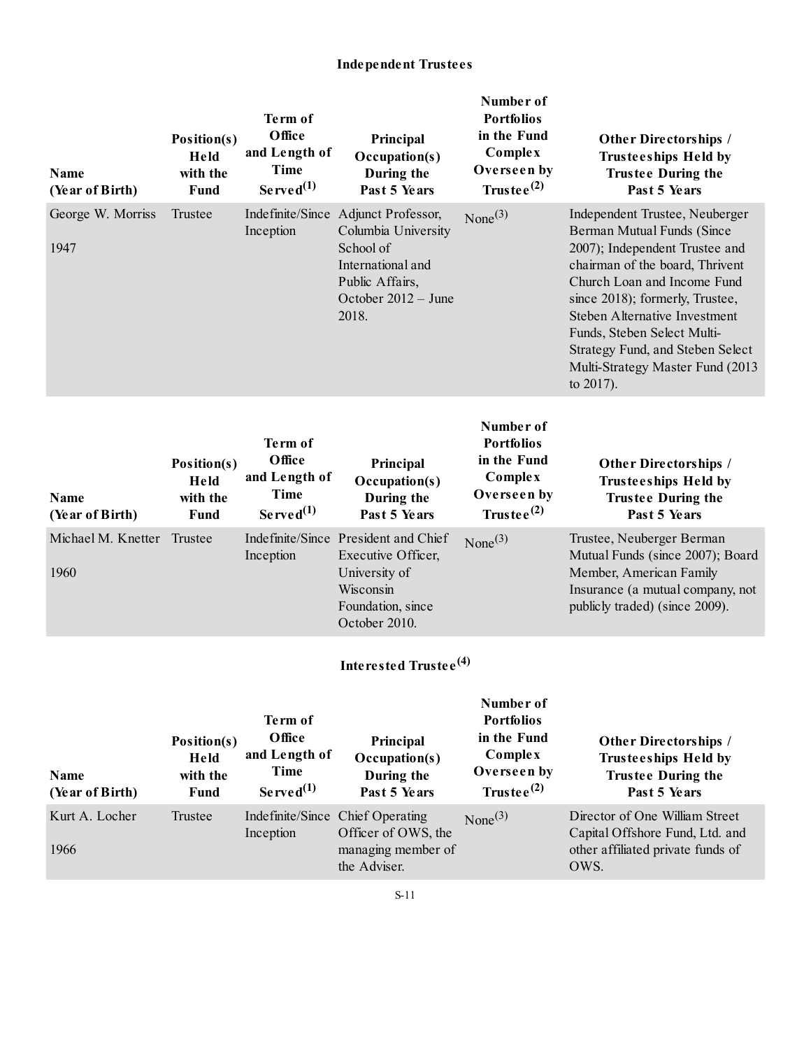## Independent Trustees

| Name (Year of Birth) | Position(s) Held with the Fund | Term of Office and Length of Time Served[1] | Principal Occupation(s) During the Past 5 Years | Number of Portfolios in the Fund Complex Overseen by Trustee[2] | Other Directorships / Trusteeships Held by Trustee During the Past 5 Years |
|---|---|---|---|---|---|
| George W. Morriss 1947 | Trustee | Indefinite/Since Inception | Adjunct Professor, Columbia University School of International and Public Affairs, October 2012 – June 2018. | None[3] | Independent Trustee, Neuberger Berman Mutual Funds (Since 2007); Independent Trustee and chairman of the board, Thrivent Church Loan and Income Fund since 2018); formerly, Trustee, Steben Alternative Investment Funds, Steben Select Multi-Strategy Fund, and Steben Select Multi-Strategy Master Fund (2013 to 2017). |

| Name (Year of Birth) | Position(s) Held with the Fund | Term of Office and Length of Time Served[1] | Principal Occupation(s) During the Past 5 Years | Number of Portfolios in the Fund Complex Overseen by Trustee[2] | Other Directorships / Trusteeships Held by Trustee During the Past 5 Years |
|---|---|---|---|---|---|
| Michael M. Knetter 1960 | Trustee | Indefinite/Since Inception | President and Chief Executive Officer, University of Wisconsin Foundation, since October 2010. | None[3] | Trustee, Neuberger Berman Mutual Funds (since 2007); Board Member, American Family Insurance (a mutual company, not publicly traded) (since 2009). |

## Interested Trustee[4]

| Name (Year of Birth) | Position(s) Held with the Fund | Term of Office and Length of Time Served[1] | Principal Occupation(s) During the Past 5 Years | Number of Portfolios in the Fund Complex Overseen by Trustee[2] | Other Directorships / Trusteeships Held by Trustee During the Past 5 Years |
|---|---|---|---|---|---|
| Kurt A. Locher 1966 | Trustee | Indefinite/Since Inception | Chief Operating Officer of OWS, the managing member of the Adviser. | None[3] | Director of One William Street Capital Offshore Fund, Ltd. and other affiliated private funds of OWS. |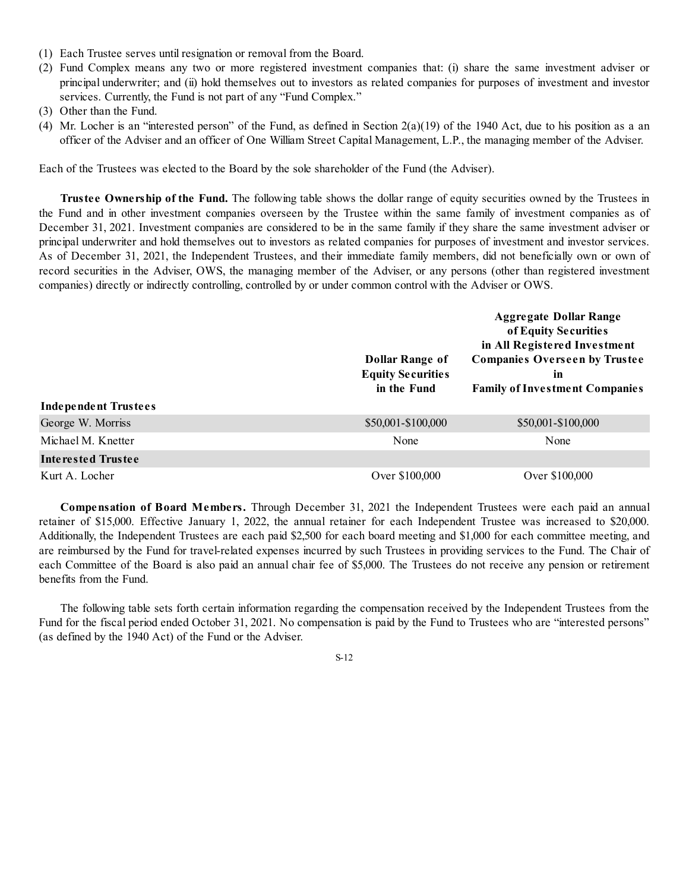(1) Each Trustee serves until resignation or removal from the Board.
(2) Fund Complex means any two or more registered investment companies that: (i) share the same investment adviser or principal underwriter; and (ii) hold themselves out to investors as related companies for purposes of investment and investor services. Currently, the Fund is not part of any "Fund Complex."
(3) Other than the Fund.
(4) Mr. Locher is an "interested person" of the Fund, as defined in Section 2(a)(19) of the 1940 Act, due to his position as a an officer of the Adviser and an officer of One William Street Capital Management, L.P., the managing member of the Adviser.

Each of the Trustees was elected to the Board by the sole shareholder of the Fund (the Adviser).

**Trustee Ownership of the Fund.** The following table shows the dollar range of equity securities owned by the Trustees in the Fund and in other investment companies overseen by the Trustee within the same family of investment companies as of December 31, 2021. Investment companies are considered to be in the same family if they share the same investment adviser or principal underwriter and hold themselves out to investors as related companies for purposes of investment and investor services. As of December 31, 2021, the Independent Trustees, and their immediate family members, did not beneficially own or own of record securities in the Adviser, OWS, the managing member of the Adviser, or any persons (other than registered investment companies) directly or indirectly controlling, controlled by or under common control with the Adviser or OWS.

| | Dollar Range of Equity Securities in the Fund | Aggregate Dollar Range of Equity Securities in All Registered Investment Companies Overseen by Trustee in Family of Investment Companies |
|---|---|---|
| **Independent Trustees** | | |
| George W. Morriss | \$50,001-\$100,000 | \$50,001-\$100,000 |
| Michael M. Knetter | None | None |
| **Interested Trustee** | | |
| Kurt A. Locher | Over \$100,000 | Over \$100,000 |

**Compensation of Board Members.** Through December 31, 2021 the Independent Trustees were each paid an annual retainer of \$15,000. Effective January 1, 2022, the annual retainer for each Independent Trustee was increased to \$20,000. Additionally, the Independent Trustees are each paid \$2,500 for each board meeting and \$1,000 for each committee meeting, and are reimbursed by the Fund for travel-related expenses incurred by such Trustees in providing services to the Fund. The Chair of each Committee of the Board is also paid an annual chair fee of \$5,000. The Trustees do not receive any pension or retirement benefits from the Fund.

The following table sets forth certain information regarding the compensation received by the Independent Trustees from the Fund for the fiscal period ended October 31, 2021. No compensation is paid by the Fund to Trustees who are "interested persons" (as defined by the 1940 Act) of the Fund or the Adviser.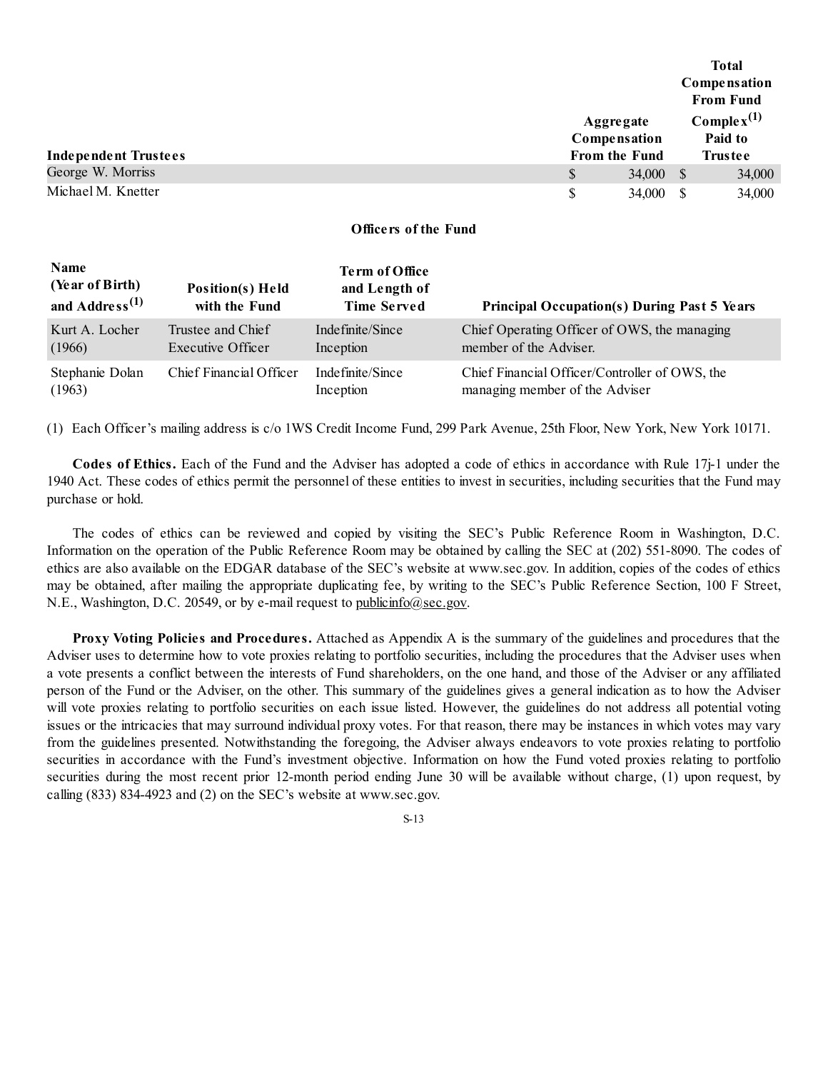| Independent Trustees | Aggregate Compensation From the Fund | Total Compensation From Fund Complex[(1)] Paid to Trustee |
|---|---|---|
| George W. Morriss | $ 34,000 | $ 34,000 |
| Michael M. Knetter | $ 34,000 | $ 34,000 |

**Officers of the Fund**

| Name (Year of Birth) and Address[(1)] | Position(s) Held with the Fund | Term of Office and Length of Time Served | Principal Occupation(s) During Past 5 Years |
|---|---|---|---|
| Kurt A. Locher (1966) | Trustee and Chief Executive Officer | Indefinite/Since Inception | Chief Operating Officer of OWS, the managing member of the Adviser. |
| Stephanie Dolan (1963) | Chief Financial Officer | Indefinite/Since Inception | Chief Financial Officer/Controller of OWS, the managing member of the Adviser |

(1) Each Officer's mailing address is c/o 1WS Credit Income Fund, 299 Park Avenue, 25th Floor, New York, New York 10171.

**Codes of Ethics.** Each of the Fund and the Adviser has adopted a code of ethics in accordance with Rule 17j-1 under the 1940 Act. These codes of ethics permit the personnel of these entities to invest in securities, including securities that the Fund may purchase or hold.

The codes of ethics can be reviewed and copied by visiting the SEC's Public Reference Room in Washington, D.C. Information on the operation of the Public Reference Room may be obtained by calling the SEC at (202) 551-8090. The codes of ethics are also available on the EDGAR database of the SEC's website at www.sec.gov. In addition, copies of the codes of ethics may be obtained, after mailing the appropriate duplicating fee, by writing to the SEC's Public Reference Section, 100 F Street, N.E., Washington, D.C. 20549, or by e-mail request to publicinfo@sec.gov.

**Proxy Voting Policies and Procedures.** Attached as Appendix A is the summary of the guidelines and procedures that the Adviser uses to determine how to vote proxies relating to portfolio securities, including the procedures that the Adviser uses when a vote presents a conflict between the interests of Fund shareholders, on the one hand, and those of the Adviser or any affiliated person of the Fund or the Adviser, on the other. This summary of the guidelines gives a general indication as to how the Adviser will vote proxies relating to portfolio securities on each issue listed. However, the guidelines do not address all potential voting issues or the intricacies that may surround individual proxy votes. For that reason, there may be instances in which votes may vary from the guidelines presented. Notwithstanding the foregoing, the Adviser always endeavors to vote proxies relating to portfolio securities in accordance with the Fund's investment objective. Information on how the Fund voted proxies relating to portfolio securities during the most recent prior 12-month period ending June 30 will be available without charge, (1) upon request, by calling (833) 834-4923 and (2) on the SEC's website at www.sec.gov.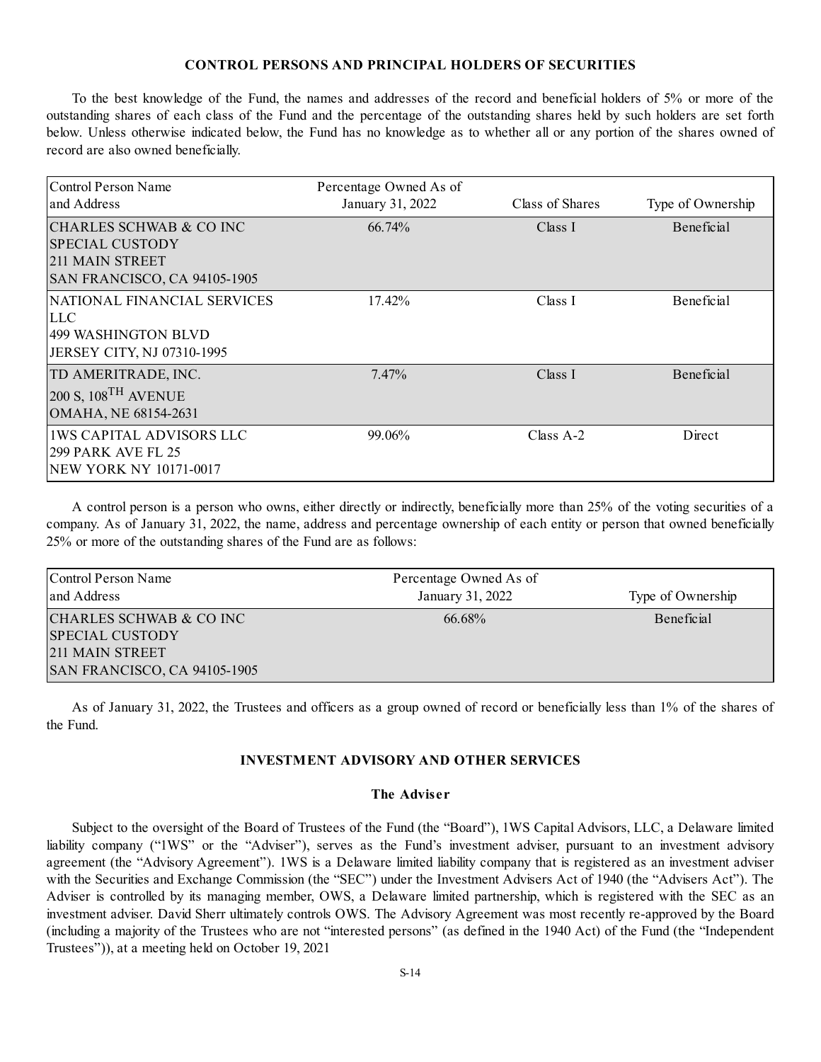## CONTROL PERSONS AND PRINCIPAL HOLDERS OF SECURITIES

To the best knowledge of the Fund, the names and addresses of the record and beneficial holders of 5% or more of the outstanding shares of each class of the Fund and the percentage of the outstanding shares held by such holders are set forth below. Unless otherwise indicated below, the Fund has no knowledge as to whether all or any portion of the shares owned of record are also owned beneficially.

| Control Person Name and Address | Percentage Owned As of January 31, 2022 | Class of Shares | Type of Ownership |
|---|---|---|---|
| CHARLES SCHWAB & CO INC SPECIAL CUSTODY 211 MAIN STREET SAN FRANCISCO, CA 94105-1905 | 66.74% | Class I | Beneficial |
| NATIONAL FINANCIAL SERVICES LLC 499 WASHINGTON BLVD JERSEY CITY, NJ 07310-1995 | 17.42% | Class I | Beneficial |
| TD AMERITRADE, INC. 200 S, 108TH AVENUE OMAHA, NE 68154-2631 | 7.47% | Class I | Beneficial |
| 1WS CAPITAL ADVISORS LLC 299 PARK AVE FL 25 NEW YORK NY 10171-0017 | 99.06% | Class A-2 | Direct |

A control person is a person who owns, either directly or indirectly, beneficially more than 25% of the voting securities of a company. As of January 31, 2022, the name, address and percentage ownership of each entity or person that owned beneficially 25% or more of the outstanding shares of the Fund are as follows:

| Control Person Name and Address | Percentage Owned As of January 31, 2022 | Type of Ownership |
|---|---|---|
| CHARLES SCHWAB & CO INC SPECIAL CUSTODY 211 MAIN STREET SAN FRANCISCO, CA 94105-1905 | 66.68% | Beneficial |

As of January 31, 2022, the Trustees and officers as a group owned of record or beneficially less than 1% of the shares of the Fund.

## INVESTMENT ADVISORY AND OTHER SERVICES

### The Adviser

Subject to the oversight of the Board of Trustees of the Fund (the "Board"), 1WS Capital Advisors, LLC, a Delaware limited liability company ("1WS" or the "Adviser"), serves as the Fund's investment adviser, pursuant to an investment advisory agreement (the "Advisory Agreement"). 1WS is a Delaware limited liability company that is registered as an investment adviser with the Securities and Exchange Commission (the "SEC") under the Investment Advisers Act of 1940 (the "Advisers Act"). The Adviser is controlled by its managing member, OWS, a Delaware limited partnership, which is registered with the SEC as an investment adviser. David Sherr ultimately controls OWS. The Advisory Agreement was most recently re-approved by the Board (including a majority of the Trustees who are not "interested persons" (as defined in the 1940 Act) of the Fund (the "Independent Trustees")), at a meeting held on October 19, 2021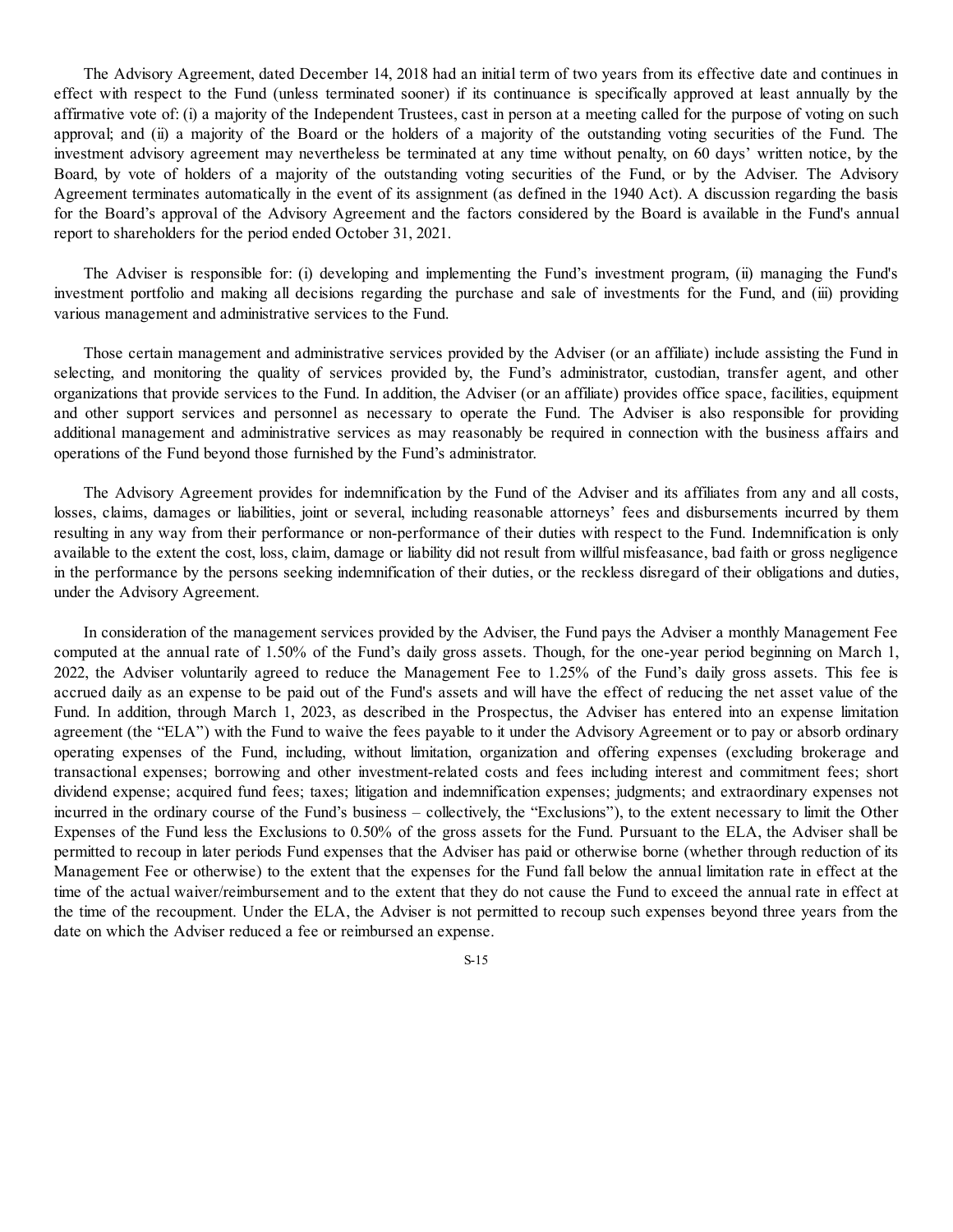The Advisory Agreement, dated December 14, 2018 had an initial term of two years from its effective date and continues in effect with respect to the Fund (unless terminated sooner) if its continuance is specifically approved at least annually by the affirmative vote of: (i) a majority of the Independent Trustees, cast in person at a meeting called for the purpose of voting on such approval; and (ii) a majority of the Board or the holders of a majority of the outstanding voting securities of the Fund. The investment advisory agreement may nevertheless be terminated at any time without penalty, on 60 days' written notice, by the Board, by vote of holders of a majority of the outstanding voting securities of the Fund, or by the Adviser. The Advisory Agreement terminates automatically in the event of its assignment (as defined in the 1940 Act). A discussion regarding the basis for the Board's approval of the Advisory Agreement and the factors considered by the Board is available in the Fund's annual report to shareholders for the period ended October 31, 2021.

The Adviser is responsible for: (i) developing and implementing the Fund's investment program, (ii) managing the Fund's investment portfolio and making all decisions regarding the purchase and sale of investments for the Fund, and (iii) providing various management and administrative services to the Fund.

Those certain management and administrative services provided by the Adviser (or an affiliate) include assisting the Fund in selecting, and monitoring the quality of services provided by, the Fund's administrator, custodian, transfer agent, and other organizations that provide services to the Fund. In addition, the Adviser (or an affiliate) provides office space, facilities, equipment and other support services and personnel as necessary to operate the Fund. The Adviser is also responsible for providing additional management and administrative services as may reasonably be required in connection with the business affairs and operations of the Fund beyond those furnished by the Fund's administrator.

The Advisory Agreement provides for indemnification by the Fund of the Adviser and its affiliates from any and all costs, losses, claims, damages or liabilities, joint or several, including reasonable attorneys' fees and disbursements incurred by them resulting in any way from their performance or non-performance of their duties with respect to the Fund. Indemnification is only available to the extent the cost, loss, claim, damage or liability did not result from willful misfeasance, bad faith or gross negligence in the performance by the persons seeking indemnification of their duties, or the reckless disregard of their obligations and duties, under the Advisory Agreement.

In consideration of the management services provided by the Adviser, the Fund pays the Adviser a monthly Management Fee computed at the annual rate of 1.50% of the Fund's daily gross assets. Though, for the one-year period beginning on March 1, 2022, the Adviser voluntarily agreed to reduce the Management Fee to 1.25% of the Fund's daily gross assets. This fee is accrued daily as an expense to be paid out of the Fund's assets and will have the effect of reducing the net asset value of the Fund. In addition, through March 1, 2023, as described in the Prospectus, the Adviser has entered into an expense limitation agreement (the "ELA") with the Fund to waive the fees payable to it under the Advisory Agreement or to pay or absorb ordinary operating expenses of the Fund, including, without limitation, organization and offering expenses (excluding brokerage and transactional expenses; borrowing and other investment-related costs and fees including interest and commitment fees; short dividend expense; acquired fund fees; taxes; litigation and indemnification expenses; judgments; and extraordinary expenses not incurred in the ordinary course of the Fund's business – collectively, the "Exclusions"), to the extent necessary to limit the Other Expenses of the Fund less the Exclusions to 0.50% of the gross assets for the Fund. Pursuant to the ELA, the Adviser shall be permitted to recoup in later periods Fund expenses that the Adviser has paid or otherwise borne (whether through reduction of its Management Fee or otherwise) to the extent that the expenses for the Fund fall below the annual limitation rate in effect at the time of the actual waiver/reimbursement and to the extent that they do not cause the Fund to exceed the annual rate in effect at the time of the recoupment. Under the ELA, the Adviser is not permitted to recoup such expenses beyond three years from the date on which the Adviser reduced a fee or reimbursed an expense.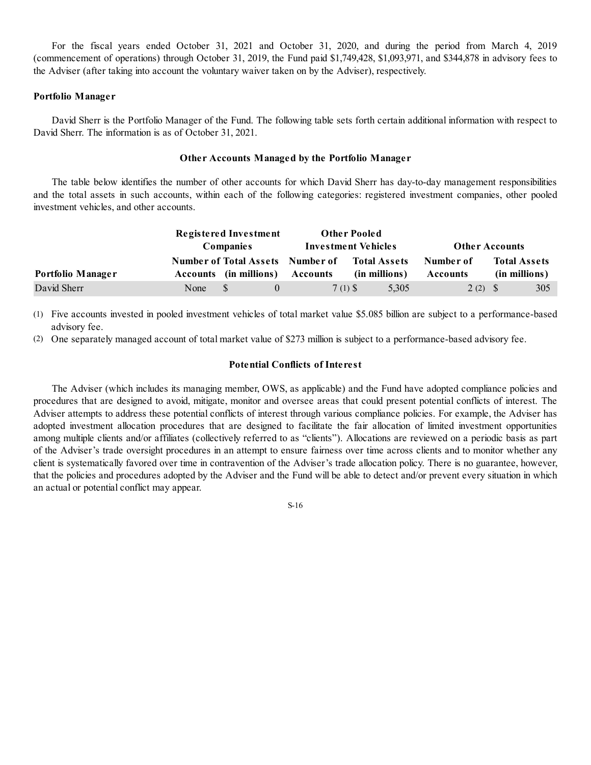For the fiscal years ended October 31, 2021 and October 31, 2020, and during the period from March 4, 2019 (commencement of operations) through October 31, 2019, the Fund paid $1,749,428, $1,093,971, and $344,878 in advisory fees to the Adviser (after taking into account the voluntary waiver taken on by the Adviser), respectively.

**Portfolio Manager**

David Sherr is the Portfolio Manager of the Fund. The following table sets forth certain additional information with respect to David Sherr. The information is as of October 31, 2021.

### Other Accounts Managed by the Portfolio Manager

The table below identifies the number of other accounts for which David Sherr has day-to-day management responsibilities and the total assets in such accounts, within each of the following categories: registered investment companies, other pooled investment vehicles, and other accounts.

| | Registered Investment Companies | | Other Pooled Investment Vehicles | | Other Accounts | |
|---|---|---|---|---|---|---|
| **Portfolio Manager** | **Number of Accounts** | **Total Assets (in millions)** | **Number of Accounts** | **Total Assets (in millions)** | **Number of Accounts** | **Total Assets (in millions)** |
| David Sherr | None | $ 0 | 7 (1) | $ 5,305 | 2 (2) | $ 305 |

(1) Five accounts invested in pooled investment vehicles of total market value $5.085 billion are subject to a performance-based advisory fee.

(2) One separately managed account of total market value of $273 million is subject to a performance-based advisory fee.

### Potential Conflicts of Interest

The Adviser (which includes its managing member, OWS, as applicable) and the Fund have adopted compliance policies and procedures that are designed to avoid, mitigate, monitor and oversee areas that could present potential conflicts of interest. The Adviser attempts to address these potential conflicts of interest through various compliance policies. For example, the Adviser has adopted investment allocation procedures that are designed to facilitate the fair allocation of limited investment opportunities among multiple clients and/or affiliates (collectively referred to as "clients"). Allocations are reviewed on a periodic basis as part of the Adviser's trade oversight procedures in an attempt to ensure fairness over time across clients and to monitor whether any client is systematically favored over time in contravention of the Adviser's trade allocation policy. There is no guarantee, however, that the policies and procedures adopted by the Adviser and the Fund will be able to detect and/or prevent every situation in which an actual or potential conflict may appear.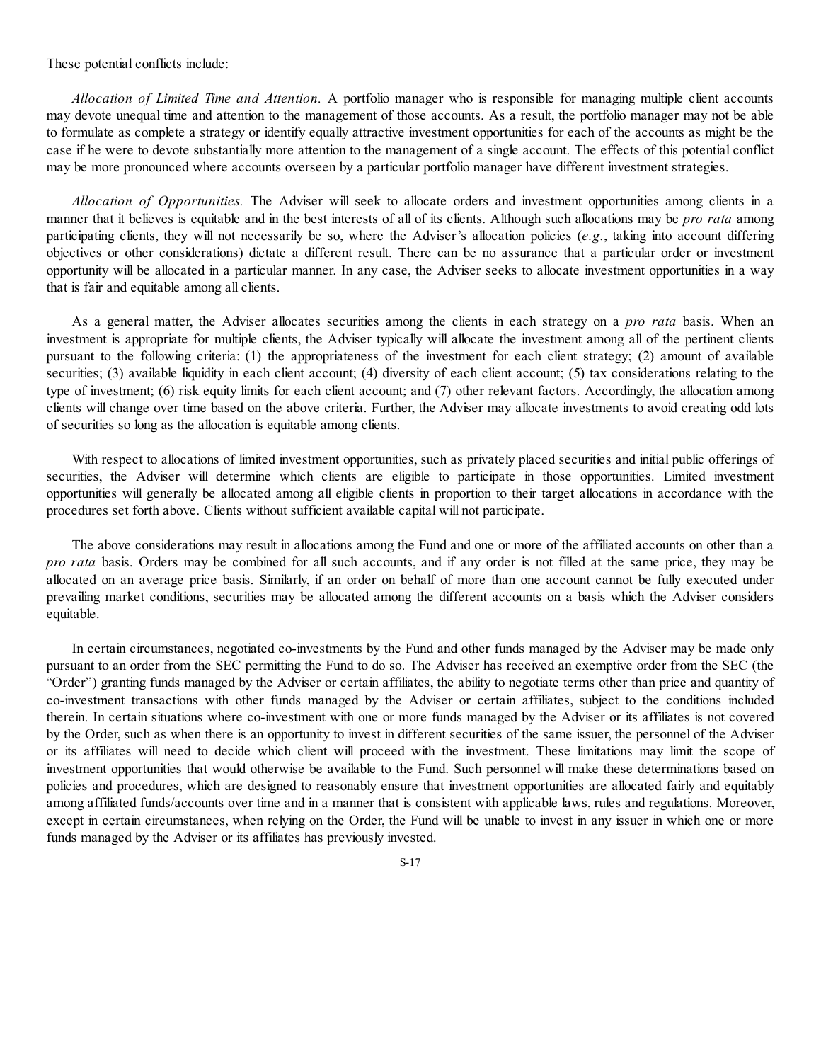These potential conflicts include:

*Allocation of Limited Time and Attention.* A portfolio manager who is responsible for managing multiple client accounts may devote unequal time and attention to the management of those accounts. As a result, the portfolio manager may not be able to formulate as complete a strategy or identify equally attractive investment opportunities for each of the accounts as might be the case if he were to devote substantially more attention to the management of a single account. The effects of this potential conflict may be more pronounced where accounts overseen by a particular portfolio manager have different investment strategies.

*Allocation of Opportunities.* The Adviser will seek to allocate orders and investment opportunities among clients in a manner that it believes is equitable and in the best interests of all of its clients. Although such allocations may be *pro rata* among participating clients, they will not necessarily be so, where the Adviser's allocation policies (*e.g.*, taking into account differing objectives or other considerations) dictate a different result. There can be no assurance that a particular order or investment opportunity will be allocated in a particular manner. In any case, the Adviser seeks to allocate investment opportunities in a way that is fair and equitable among all clients.

As a general matter, the Adviser allocates securities among the clients in each strategy on a *pro rata* basis. When an investment is appropriate for multiple clients, the Adviser typically will allocate the investment among all of the pertinent clients pursuant to the following criteria: (1) the appropriateness of the investment for each client strategy; (2) amount of available securities; (3) available liquidity in each client account; (4) diversity of each client account; (5) tax considerations relating to the type of investment; (6) risk equity limits for each client account; and (7) other relevant factors. Accordingly, the allocation among clients will change over time based on the above criteria. Further, the Adviser may allocate investments to avoid creating odd lots of securities so long as the allocation is equitable among clients.

With respect to allocations of limited investment opportunities, such as privately placed securities and initial public offerings of securities, the Adviser will determine which clients are eligible to participate in those opportunities. Limited investment opportunities will generally be allocated among all eligible clients in proportion to their target allocations in accordance with the procedures set forth above. Clients without sufficient available capital will not participate.

The above considerations may result in allocations among the Fund and one or more of the affiliated accounts on other than a *pro rata* basis. Orders may be combined for all such accounts, and if any order is not filled at the same price, they may be allocated on an average price basis. Similarly, if an order on behalf of more than one account cannot be fully executed under prevailing market conditions, securities may be allocated among the different accounts on a basis which the Adviser considers equitable.

In certain circumstances, negotiated co-investments by the Fund and other funds managed by the Adviser may be made only pursuant to an order from the SEC permitting the Fund to do so. The Adviser has received an exemptive order from the SEC (the "Order") granting funds managed by the Adviser or certain affiliates, the ability to negotiate terms other than price and quantity of co-investment transactions with other funds managed by the Adviser or certain affiliates, subject to the conditions included therein. In certain situations where co-investment with one or more funds managed by the Adviser or its affiliates is not covered by the Order, such as when there is an opportunity to invest in different securities of the same issuer, the personnel of the Adviser or its affiliates will need to decide which client will proceed with the investment. These limitations may limit the scope of investment opportunities that would otherwise be available to the Fund. Such personnel will make these determinations based on policies and procedures, which are designed to reasonably ensure that investment opportunities are allocated fairly and equitably among affiliated funds/accounts over time and in a manner that is consistent with applicable laws, rules and regulations. Moreover, except in certain circumstances, when relying on the Order, the Fund will be unable to invest in any issuer in which one or more funds managed by the Adviser or its affiliates has previously invested.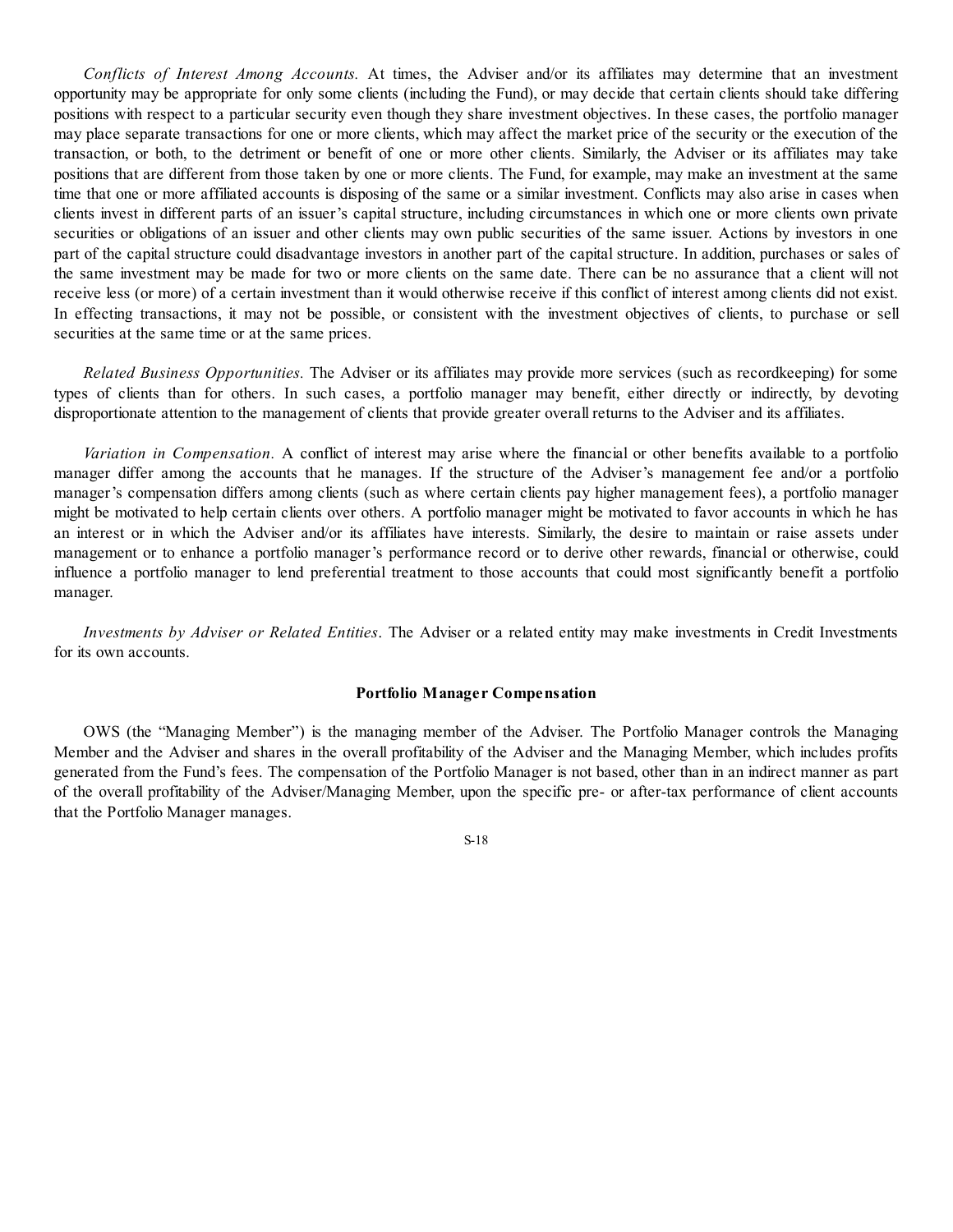*Conflicts of Interest Among Accounts.* At times, the Adviser and/or its affiliates may determine that an investment opportunity may be appropriate for only some clients (including the Fund), or may decide that certain clients should take differing positions with respect to a particular security even though they share investment objectives. In these cases, the portfolio manager may place separate transactions for one or more clients, which may affect the market price of the security or the execution of the transaction, or both, to the detriment or benefit of one or more other clients. Similarly, the Adviser or its affiliates may take positions that are different from those taken by one or more clients. The Fund, for example, may make an investment at the same time that one or more affiliated accounts is disposing of the same or a similar investment. Conflicts may also arise in cases when clients invest in different parts of an issuer's capital structure, including circumstances in which one or more clients own private securities or obligations of an issuer and other clients may own public securities of the same issuer. Actions by investors in one part of the capital structure could disadvantage investors in another part of the capital structure. In addition, purchases or sales of the same investment may be made for two or more clients on the same date. There can be no assurance that a client will not receive less (or more) of a certain investment than it would otherwise receive if this conflict of interest among clients did not exist. In effecting transactions, it may not be possible, or consistent with the investment objectives of clients, to purchase or sell securities at the same time or at the same prices.

*Related Business Opportunities.* The Adviser or its affiliates may provide more services (such as recordkeeping) for some types of clients than for others. In such cases, a portfolio manager may benefit, either directly or indirectly, by devoting disproportionate attention to the management of clients that provide greater overall returns to the Adviser and its affiliates.

*Variation in Compensation.* A conflict of interest may arise where the financial or other benefits available to a portfolio manager differ among the accounts that he manages. If the structure of the Adviser's management fee and/or a portfolio manager's compensation differs among clients (such as where certain clients pay higher management fees), a portfolio manager might be motivated to help certain clients over others. A portfolio manager might be motivated to favor accounts in which he has an interest or in which the Adviser and/or its affiliates have interests. Similarly, the desire to maintain or raise assets under management or to enhance a portfolio manager's performance record or to derive other rewards, financial or otherwise, could influence a portfolio manager to lend preferential treatment to those accounts that could most significantly benefit a portfolio manager.

*Investments by Adviser or Related Entities*. The Adviser or a related entity may make investments in Credit Investments for its own accounts.

**Portfolio Manager Compensation**

OWS (the "Managing Member") is the managing member of the Adviser. The Portfolio Manager controls the Managing Member and the Adviser and shares in the overall profitability of the Adviser and the Managing Member, which includes profits generated from the Fund's fees. The compensation of the Portfolio Manager is not based, other than in an indirect manner as part of the overall profitability of the Adviser/Managing Member, upon the specific pre- or after-tax performance of client accounts that the Portfolio Manager manages.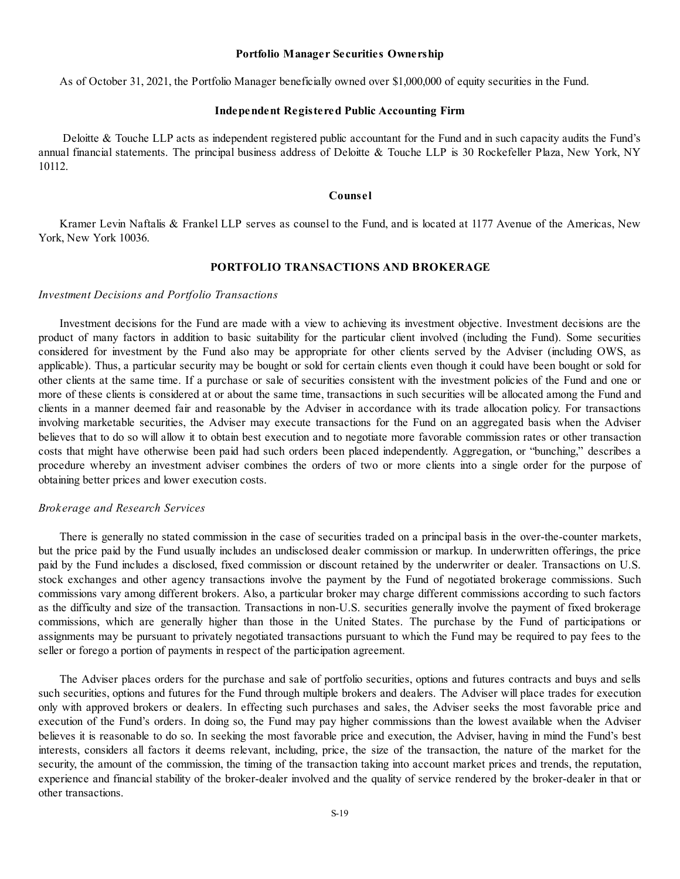**Portfolio Manager Securities Ownership**

As of October 31, 2021, the Portfolio Manager beneficially owned over $1,000,000 of equity securities in the Fund.

**Independent Registered Public Accounting Firm**

Deloitte & Touche LLP acts as independent registered public accountant for the Fund and in such capacity audits the Fund's annual financial statements. The principal business address of Deloitte & Touche LLP is 30 Rockefeller Plaza, New York, NY 10112.

**Counsel**

Kramer Levin Naftalis & Frankel LLP serves as counsel to the Fund, and is located at 1177 Avenue of the Americas, New York, New York 10036.

## PORTFOLIO TRANSACTIONS AND BROKERAGE

*Investment Decisions and Portfolio Transactions*

Investment decisions for the Fund are made with a view to achieving its investment objective. Investment decisions are the product of many factors in addition to basic suitability for the particular client involved (including the Fund). Some securities considered for investment by the Fund also may be appropriate for other clients served by the Adviser (including OWS, as applicable). Thus, a particular security may be bought or sold for certain clients even though it could have been bought or sold for other clients at the same time. If a purchase or sale of securities consistent with the investment policies of the Fund and one or more of these clients is considered at or about the same time, transactions in such securities will be allocated among the Fund and clients in a manner deemed fair and reasonable by the Adviser in accordance with its trade allocation policy. For transactions involving marketable securities, the Adviser may execute transactions for the Fund on an aggregated basis when the Adviser believes that to do so will allow it to obtain best execution and to negotiate more favorable commission rates or other transaction costs that might have otherwise been paid had such orders been placed independently. Aggregation, or "bunching," describes a procedure whereby an investment adviser combines the orders of two or more clients into a single order for the purpose of obtaining better prices and lower execution costs.

*Brokerage and Research Services*

There is generally no stated commission in the case of securities traded on a principal basis in the over-the-counter markets, but the price paid by the Fund usually includes an undisclosed dealer commission or markup. In underwritten offerings, the price paid by the Fund includes a disclosed, fixed commission or discount retained by the underwriter or dealer. Transactions on U.S. stock exchanges and other agency transactions involve the payment by the Fund of negotiated brokerage commissions. Such commissions vary among different brokers. Also, a particular broker may charge different commissions according to such factors as the difficulty and size of the transaction. Transactions in non-U.S. securities generally involve the payment of fixed brokerage commissions, which are generally higher than those in the United States. The purchase by the Fund of participations or assignments may be pursuant to privately negotiated transactions pursuant to which the Fund may be required to pay fees to the seller or forego a portion of payments in respect of the participation agreement.

The Adviser places orders for the purchase and sale of portfolio securities, options and futures contracts and buys and sells such securities, options and futures for the Fund through multiple brokers and dealers. The Adviser will place trades for execution only with approved brokers or dealers. In effecting such purchases and sales, the Adviser seeks the most favorable price and execution of the Fund's orders. In doing so, the Fund may pay higher commissions than the lowest available when the Adviser believes it is reasonable to do so. In seeking the most favorable price and execution, the Adviser, having in mind the Fund's best interests, considers all factors it deems relevant, including, price, the size of the transaction, the nature of the market for the security, the amount of the commission, the timing of the transaction taking into account market prices and trends, the reputation, experience and financial stability of the broker-dealer involved and the quality of service rendered by the broker-dealer in that or other transactions.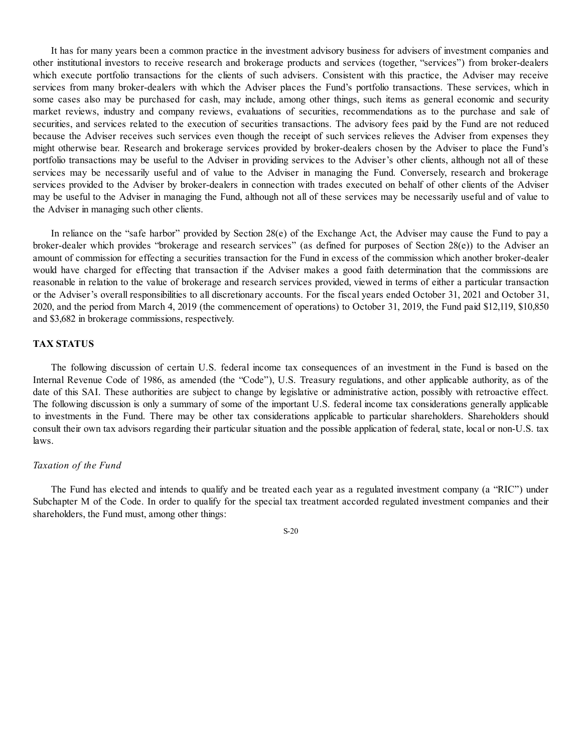It has for many years been a common practice in the investment advisory business for advisers of investment companies and other institutional investors to receive research and brokerage products and services (together, "services") from broker-dealers which execute portfolio transactions for the clients of such advisers. Consistent with this practice, the Adviser may receive services from many broker-dealers with which the Adviser places the Fund's portfolio transactions. These services, which in some cases also may be purchased for cash, may include, among other things, such items as general economic and security market reviews, industry and company reviews, evaluations of securities, recommendations as to the purchase and sale of securities, and services related to the execution of securities transactions. The advisory fees paid by the Fund are not reduced because the Adviser receives such services even though the receipt of such services relieves the Adviser from expenses they might otherwise bear. Research and brokerage services provided by broker-dealers chosen by the Adviser to place the Fund's portfolio transactions may be useful to the Adviser in providing services to the Adviser's other clients, although not all of these services may be necessarily useful and of value to the Adviser in managing the Fund. Conversely, research and brokerage services provided to the Adviser by broker-dealers in connection with trades executed on behalf of other clients of the Adviser may be useful to the Adviser in managing the Fund, although not all of these services may be necessarily useful and of value to the Adviser in managing such other clients.

In reliance on the "safe harbor" provided by Section 28(e) of the Exchange Act, the Adviser may cause the Fund to pay a broker-dealer which provides "brokerage and research services" (as defined for purposes of Section 28(e)) to the Adviser an amount of commission for effecting a securities transaction for the Fund in excess of the commission which another broker-dealer would have charged for effecting that transaction if the Adviser makes a good faith determination that the commissions are reasonable in relation to the value of brokerage and research services provided, viewed in terms of either a particular transaction or the Adviser's overall responsibilities to all discretionary accounts. For the fiscal years ended October 31, 2021 and October 31, 2020, and the period from March 4, 2019 (the commencement of operations) to October 31, 2019, the Fund paid $12,119, $10,850 and $3,682 in brokerage commissions, respectively.

## TAX STATUS

The following discussion of certain U.S. federal income tax consequences of an investment in the Fund is based on the Internal Revenue Code of 1986, as amended (the "Code"), U.S. Treasury regulations, and other applicable authority, as of the date of this SAI. These authorities are subject to change by legislative or administrative action, possibly with retroactive effect. The following discussion is only a summary of some of the important U.S. federal income tax considerations generally applicable to investments in the Fund. There may be other tax considerations applicable to particular shareholders. Shareholders should consult their own tax advisors regarding their particular situation and the possible application of federal, state, local or non-U.S. tax laws.

*Taxation of the Fund*

The Fund has elected and intends to qualify and be treated each year as a regulated investment company (a "RIC") under Subchapter M of the Code. In order to qualify for the special tax treatment accorded regulated investment companies and their shareholders, the Fund must, among other things: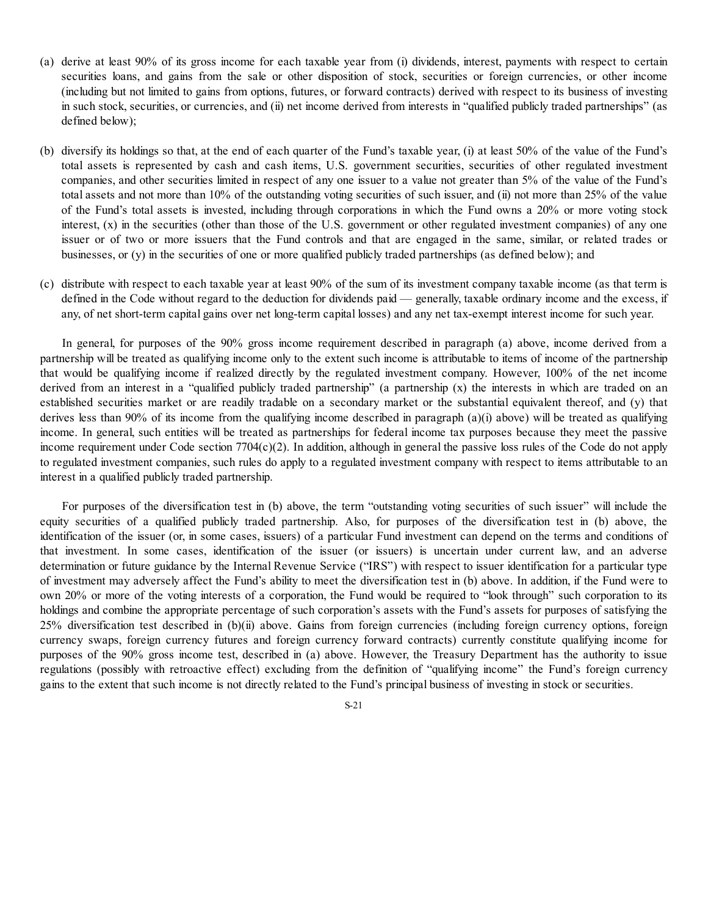(a) derive at least 90% of its gross income for each taxable year from (i) dividends, interest, payments with respect to certain securities loans, and gains from the sale or other disposition of stock, securities or foreign currencies, or other income (including but not limited to gains from options, futures, or forward contracts) derived with respect to its business of investing in such stock, securities, or currencies, and (ii) net income derived from interests in "qualified publicly traded partnerships" (as defined below);

(b) diversify its holdings so that, at the end of each quarter of the Fund's taxable year, (i) at least 50% of the value of the Fund's total assets is represented by cash and cash items, U.S. government securities, securities of other regulated investment companies, and other securities limited in respect of any one issuer to a value not greater than 5% of the value of the Fund's total assets and not more than 10% of the outstanding voting securities of such issuer, and (ii) not more than 25% of the value of the Fund's total assets is invested, including through corporations in which the Fund owns a 20% or more voting stock interest, (x) in the securities (other than those of the U.S. government or other regulated investment companies) of any one issuer or of two or more issuers that the Fund controls and that are engaged in the same, similar, or related trades or businesses, or (y) in the securities of one or more qualified publicly traded partnerships (as defined below); and

(c) distribute with respect to each taxable year at least 90% of the sum of its investment company taxable income (as that term is defined in the Code without regard to the deduction for dividends paid — generally, taxable ordinary income and the excess, if any, of net short-term capital gains over net long-term capital losses) and any net tax-exempt interest income for such year.

In general, for purposes of the 90% gross income requirement described in paragraph (a) above, income derived from a partnership will be treated as qualifying income only to the extent such income is attributable to items of income of the partnership that would be qualifying income if realized directly by the regulated investment company. However, 100% of the net income derived from an interest in a "qualified publicly traded partnership" (a partnership (x) the interests in which are traded on an established securities market or are readily tradable on a secondary market or the substantial equivalent thereof, and (y) that derives less than 90% of its income from the qualifying income described in paragraph (a)(i) above) will be treated as qualifying income. In general, such entities will be treated as partnerships for federal income tax purposes because they meet the passive income requirement under Code section 7704(c)(2). In addition, although in general the passive loss rules of the Code do not apply to regulated investment companies, such rules do apply to a regulated investment company with respect to items attributable to an interest in a qualified publicly traded partnership.

For purposes of the diversification test in (b) above, the term "outstanding voting securities of such issuer" will include the equity securities of a qualified publicly traded partnership. Also, for purposes of the diversification test in (b) above, the identification of the issuer (or, in some cases, issuers) of a particular Fund investment can depend on the terms and conditions of that investment. In some cases, identification of the issuer (or issuers) is uncertain under current law, and an adverse determination or future guidance by the Internal Revenue Service ("IRS") with respect to issuer identification for a particular type of investment may adversely affect the Fund's ability to meet the diversification test in (b) above. In addition, if the Fund were to own 20% or more of the voting interests of a corporation, the Fund would be required to "look through" such corporation to its holdings and combine the appropriate percentage of such corporation's assets with the Fund's assets for purposes of satisfying the 25% diversification test described in (b)(ii) above. Gains from foreign currencies (including foreign currency options, foreign currency swaps, foreign currency futures and foreign currency forward contracts) currently constitute qualifying income for purposes of the 90% gross income test, described in (a) above. However, the Treasury Department has the authority to issue regulations (possibly with retroactive effect) excluding from the definition of "qualifying income" the Fund's foreign currency gains to the extent that such income is not directly related to the Fund's principal business of investing in stock or securities.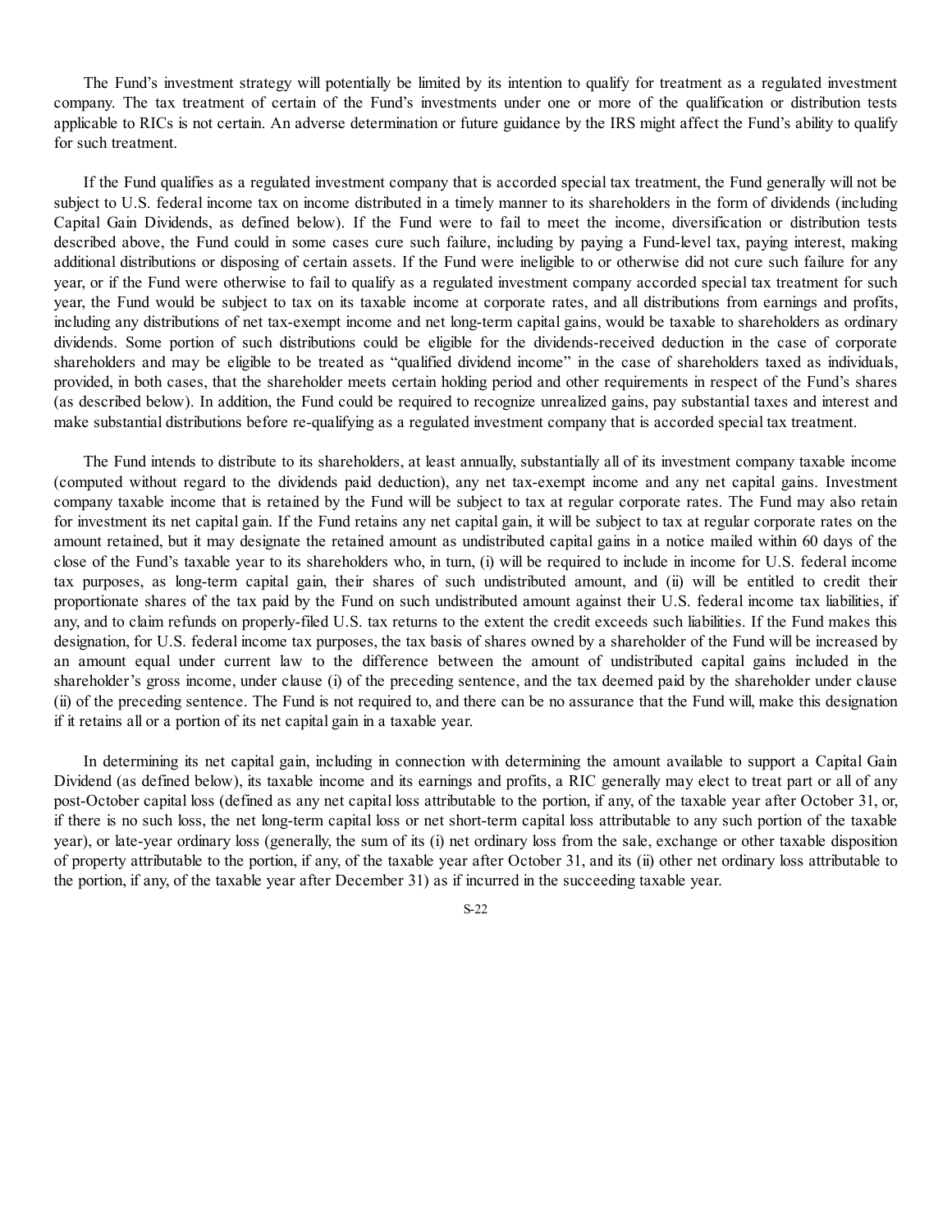The Fund's investment strategy will potentially be limited by its intention to qualify for treatment as a regulated investment company. The tax treatment of certain of the Fund's investments under one or more of the qualification or distribution tests applicable to RICs is not certain. An adverse determination or future guidance by the IRS might affect the Fund's ability to qualify for such treatment.

If the Fund qualifies as a regulated investment company that is accorded special tax treatment, the Fund generally will not be subject to U.S. federal income tax on income distributed in a timely manner to its shareholders in the form of dividends (including Capital Gain Dividends, as defined below). If the Fund were to fail to meet the income, diversification or distribution tests described above, the Fund could in some cases cure such failure, including by paying a Fund-level tax, paying interest, making additional distributions or disposing of certain assets. If the Fund were ineligible to or otherwise did not cure such failure for any year, or if the Fund were otherwise to fail to qualify as a regulated investment company accorded special tax treatment for such year, the Fund would be subject to tax on its taxable income at corporate rates, and all distributions from earnings and profits, including any distributions of net tax-exempt income and net long-term capital gains, would be taxable to shareholders as ordinary dividends. Some portion of such distributions could be eligible for the dividends-received deduction in the case of corporate shareholders and may be eligible to be treated as "qualified dividend income" in the case of shareholders taxed as individuals, provided, in both cases, that the shareholder meets certain holding period and other requirements in respect of the Fund's shares (as described below). In addition, the Fund could be required to recognize unrealized gains, pay substantial taxes and interest and make substantial distributions before re-qualifying as a regulated investment company that is accorded special tax treatment.

The Fund intends to distribute to its shareholders, at least annually, substantially all of its investment company taxable income (computed without regard to the dividends paid deduction), any net tax-exempt income and any net capital gains. Investment company taxable income that is retained by the Fund will be subject to tax at regular corporate rates. The Fund may also retain for investment its net capital gain. If the Fund retains any net capital gain, it will be subject to tax at regular corporate rates on the amount retained, but it may designate the retained amount as undistributed capital gains in a notice mailed within 60 days of the close of the Fund's taxable year to its shareholders who, in turn, (i) will be required to include in income for U.S. federal income tax purposes, as long-term capital gain, their shares of such undistributed amount, and (ii) will be entitled to credit their proportionate shares of the tax paid by the Fund on such undistributed amount against their U.S. federal income tax liabilities, if any, and to claim refunds on properly-filed U.S. tax returns to the extent the credit exceeds such liabilities. If the Fund makes this designation, for U.S. federal income tax purposes, the tax basis of shares owned by a shareholder of the Fund will be increased by an amount equal under current law to the difference between the amount of undistributed capital gains included in the shareholder's gross income, under clause (i) of the preceding sentence, and the tax deemed paid by the shareholder under clause (ii) of the preceding sentence. The Fund is not required to, and there can be no assurance that the Fund will, make this designation if it retains all or a portion of its net capital gain in a taxable year.

In determining its net capital gain, including in connection with determining the amount available to support a Capital Gain Dividend (as defined below), its taxable income and its earnings and profits, a RIC generally may elect to treat part or all of any post-October capital loss (defined as any net capital loss attributable to the portion, if any, of the taxable year after October 31, or, if there is no such loss, the net long-term capital loss or net short-term capital loss attributable to any such portion of the taxable year), or late-year ordinary loss (generally, the sum of its (i) net ordinary loss from the sale, exchange or other taxable disposition of property attributable to the portion, if any, of the taxable year after October 31, and its (ii) other net ordinary loss attributable to the portion, if any, of the taxable year after December 31) as if incurred in the succeeding taxable year.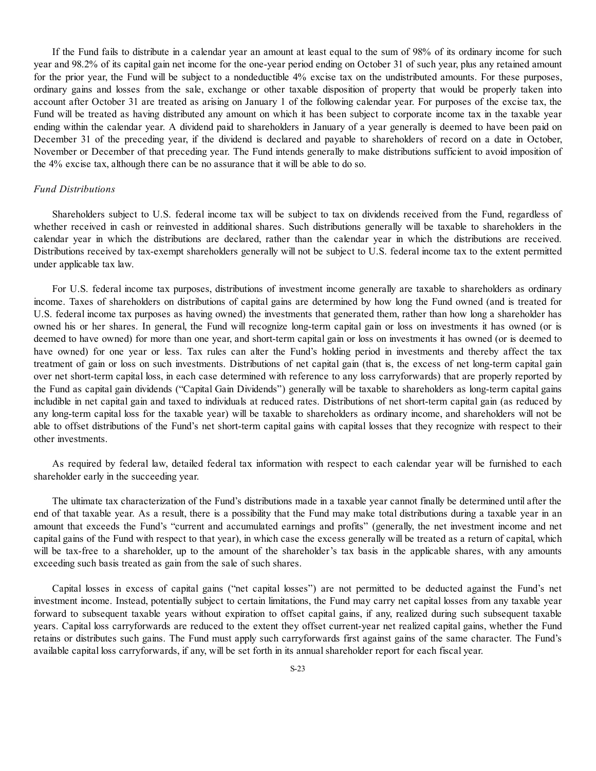If the Fund fails to distribute in a calendar year an amount at least equal to the sum of 98% of its ordinary income for such year and 98.2% of its capital gain net income for the one-year period ending on October 31 of such year, plus any retained amount for the prior year, the Fund will be subject to a nondeductible 4% excise tax on the undistributed amounts. For these purposes, ordinary gains and losses from the sale, exchange or other taxable disposition of property that would be properly taken into account after October 31 are treated as arising on January 1 of the following calendar year. For purposes of the excise tax, the Fund will be treated as having distributed any amount on which it has been subject to corporate income tax in the taxable year ending within the calendar year. A dividend paid to shareholders in January of a year generally is deemed to have been paid on December 31 of the preceding year, if the dividend is declared and payable to shareholders of record on a date in October, November or December of that preceding year. The Fund intends generally to make distributions sufficient to avoid imposition of the 4% excise tax, although there can be no assurance that it will be able to do so.

*Fund Distributions*

Shareholders subject to U.S. federal income tax will be subject to tax on dividends received from the Fund, regardless of whether received in cash or reinvested in additional shares. Such distributions generally will be taxable to shareholders in the calendar year in which the distributions are declared, rather than the calendar year in which the distributions are received. Distributions received by tax-exempt shareholders generally will not be subject to U.S. federal income tax to the extent permitted under applicable tax law.

For U.S. federal income tax purposes, distributions of investment income generally are taxable to shareholders as ordinary income. Taxes of shareholders on distributions of capital gains are determined by how long the Fund owned (and is treated for U.S. federal income tax purposes as having owned) the investments that generated them, rather than how long a shareholder has owned his or her shares. In general, the Fund will recognize long-term capital gain or loss on investments it has owned (or is deemed to have owned) for more than one year, and short-term capital gain or loss on investments it has owned (or is deemed to have owned) for one year or less. Tax rules can alter the Fund's holding period in investments and thereby affect the tax treatment of gain or loss on such investments. Distributions of net capital gain (that is, the excess of net long-term capital gain over net short-term capital loss, in each case determined with reference to any loss carryforwards) that are properly reported by the Fund as capital gain dividends ("Capital Gain Dividends") generally will be taxable to shareholders as long-term capital gains includible in net capital gain and taxed to individuals at reduced rates. Distributions of net short-term capital gain (as reduced by any long-term capital loss for the taxable year) will be taxable to shareholders as ordinary income, and shareholders will not be able to offset distributions of the Fund's net short-term capital gains with capital losses that they recognize with respect to their other investments.

As required by federal law, detailed federal tax information with respect to each calendar year will be furnished to each shareholder early in the succeeding year.

The ultimate tax characterization of the Fund's distributions made in a taxable year cannot finally be determined until after the end of that taxable year. As a result, there is a possibility that the Fund may make total distributions during a taxable year in an amount that exceeds the Fund's "current and accumulated earnings and profits" (generally, the net investment income and net capital gains of the Fund with respect to that year), in which case the excess generally will be treated as a return of capital, which will be tax-free to a shareholder, up to the amount of the shareholder's tax basis in the applicable shares, with any amounts exceeding such basis treated as gain from the sale of such shares.

Capital losses in excess of capital gains ("net capital losses") are not permitted to be deducted against the Fund's net investment income. Instead, potentially subject to certain limitations, the Fund may carry net capital losses from any taxable year forward to subsequent taxable years without expiration to offset capital gains, if any, realized during such subsequent taxable years. Capital loss carryforwards are reduced to the extent they offset current-year net realized capital gains, whether the Fund retains or distributes such gains. The Fund must apply such carryforwards first against gains of the same character. The Fund's available capital loss carryforwards, if any, will be set forth in its annual shareholder report for each fiscal year.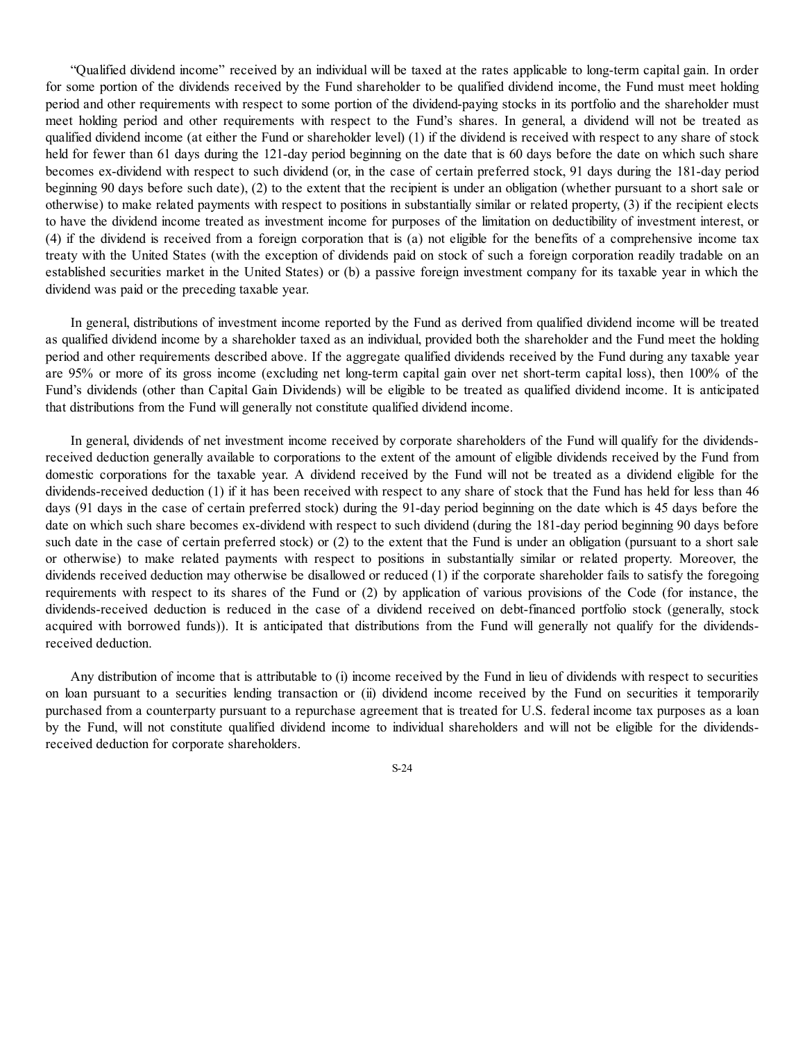"Qualified dividend income" received by an individual will be taxed at the rates applicable to long-term capital gain. In order for some portion of the dividends received by the Fund shareholder to be qualified dividend income, the Fund must meet holding period and other requirements with respect to some portion of the dividend-paying stocks in its portfolio and the shareholder must meet holding period and other requirements with respect to the Fund's shares. In general, a dividend will not be treated as qualified dividend income (at either the Fund or shareholder level) (1) if the dividend is received with respect to any share of stock held for fewer than 61 days during the 121-day period beginning on the date that is 60 days before the date on which such share becomes ex-dividend with respect to such dividend (or, in the case of certain preferred stock, 91 days during the 181-day period beginning 90 days before such date), (2) to the extent that the recipient is under an obligation (whether pursuant to a short sale or otherwise) to make related payments with respect to positions in substantially similar or related property, (3) if the recipient elects to have the dividend income treated as investment income for purposes of the limitation on deductibility of investment interest, or (4) if the dividend is received from a foreign corporation that is (a) not eligible for the benefits of a comprehensive income tax treaty with the United States (with the exception of dividends paid on stock of such a foreign corporation readily tradable on an established securities market in the United States) or (b) a passive foreign investment company for its taxable year in which the dividend was paid or the preceding taxable year.

In general, distributions of investment income reported by the Fund as derived from qualified dividend income will be treated as qualified dividend income by a shareholder taxed as an individual, provided both the shareholder and the Fund meet the holding period and other requirements described above. If the aggregate qualified dividends received by the Fund during any taxable year are 95% or more of its gross income (excluding net long-term capital gain over net short-term capital loss), then 100% of the Fund's dividends (other than Capital Gain Dividends) will be eligible to be treated as qualified dividend income. It is anticipated that distributions from the Fund will generally not constitute qualified dividend income.

In general, dividends of net investment income received by corporate shareholders of the Fund will qualify for the dividends-received deduction generally available to corporations to the extent of the amount of eligible dividends received by the Fund from domestic corporations for the taxable year. A dividend received by the Fund will not be treated as a dividend eligible for the dividends-received deduction (1) if it has been received with respect to any share of stock that the Fund has held for less than 46 days (91 days in the case of certain preferred stock) during the 91-day period beginning on the date which is 45 days before the date on which such share becomes ex-dividend with respect to such dividend (during the 181-day period beginning 90 days before such date in the case of certain preferred stock) or (2) to the extent that the Fund is under an obligation (pursuant to a short sale or otherwise) to make related payments with respect to positions in substantially similar or related property. Moreover, the dividends received deduction may otherwise be disallowed or reduced (1) if the corporate shareholder fails to satisfy the foregoing requirements with respect to its shares of the Fund or (2) by application of various provisions of the Code (for instance, the dividends-received deduction is reduced in the case of a dividend received on debt-financed portfolio stock (generally, stock acquired with borrowed funds)). It is anticipated that distributions from the Fund will generally not qualify for the dividends-received deduction.

Any distribution of income that is attributable to (i) income received by the Fund in lieu of dividends with respect to securities on loan pursuant to a securities lending transaction or (ii) dividend income received by the Fund on securities it temporarily purchased from a counterparty pursuant to a repurchase agreement that is treated for U.S. federal income tax purposes as a loan by the Fund, will not constitute qualified dividend income to individual shareholders and will not be eligible for the dividends-received deduction for corporate shareholders.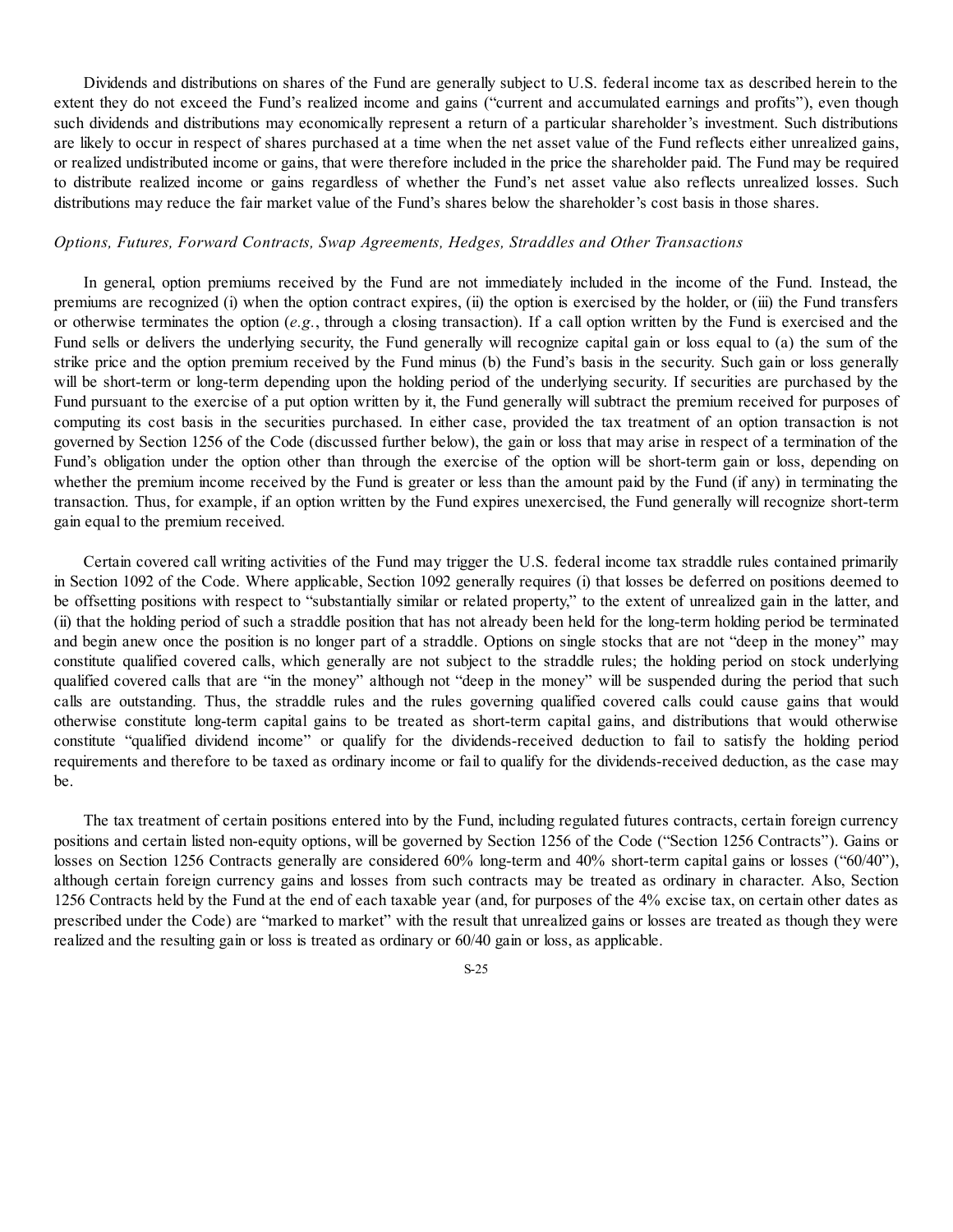Dividends and distributions on shares of the Fund are generally subject to U.S. federal income tax as described herein to the extent they do not exceed the Fund's realized income and gains ("current and accumulated earnings and profits"), even though such dividends and distributions may economically represent a return of a particular shareholder's investment. Such distributions are likely to occur in respect of shares purchased at a time when the net asset value of the Fund reflects either unrealized gains, or realized undistributed income or gains, that were therefore included in the price the shareholder paid. The Fund may be required to distribute realized income or gains regardless of whether the Fund's net asset value also reflects unrealized losses. Such distributions may reduce the fair market value of the Fund's shares below the shareholder's cost basis in those shares.

*Options, Futures, Forward Contracts, Swap Agreements, Hedges, Straddles and Other Transactions*

In general, option premiums received by the Fund are not immediately included in the income of the Fund. Instead, the premiums are recognized (i) when the option contract expires, (ii) the option is exercised by the holder, or (iii) the Fund transfers or otherwise terminates the option (*e.g.*, through a closing transaction). If a call option written by the Fund is exercised and the Fund sells or delivers the underlying security, the Fund generally will recognize capital gain or loss equal to (a) the sum of the strike price and the option premium received by the Fund minus (b) the Fund's basis in the security. Such gain or loss generally will be short-term or long-term depending upon the holding period of the underlying security. If securities are purchased by the Fund pursuant to the exercise of a put option written by it, the Fund generally will subtract the premium received for purposes of computing its cost basis in the securities purchased. In either case, provided the tax treatment of an option transaction is not governed by Section 1256 of the Code (discussed further below), the gain or loss that may arise in respect of a termination of the Fund's obligation under the option other than through the exercise of the option will be short-term gain or loss, depending on whether the premium income received by the Fund is greater or less than the amount paid by the Fund (if any) in terminating the transaction. Thus, for example, if an option written by the Fund expires unexercised, the Fund generally will recognize short-term gain equal to the premium received.

Certain covered call writing activities of the Fund may trigger the U.S. federal income tax straddle rules contained primarily in Section 1092 of the Code. Where applicable, Section 1092 generally requires (i) that losses be deferred on positions deemed to be offsetting positions with respect to "substantially similar or related property," to the extent of unrealized gain in the latter, and (ii) that the holding period of such a straddle position that has not already been held for the long-term holding period be terminated and begin anew once the position is no longer part of a straddle. Options on single stocks that are not "deep in the money" may constitute qualified covered calls, which generally are not subject to the straddle rules; the holding period on stock underlying qualified covered calls that are "in the money" although not "deep in the money" will be suspended during the period that such calls are outstanding. Thus, the straddle rules and the rules governing qualified covered calls could cause gains that would otherwise constitute long-term capital gains to be treated as short-term capital gains, and distributions that would otherwise constitute "qualified dividend income" or qualify for the dividends-received deduction to fail to satisfy the holding period requirements and therefore to be taxed as ordinary income or fail to qualify for the dividends-received deduction, as the case may be.

The tax treatment of certain positions entered into by the Fund, including regulated futures contracts, certain foreign currency positions and certain listed non-equity options, will be governed by Section 1256 of the Code ("Section 1256 Contracts"). Gains or losses on Section 1256 Contracts generally are considered 60% long-term and 40% short-term capital gains or losses ("60/40"), although certain foreign currency gains and losses from such contracts may be treated as ordinary in character. Also, Section 1256 Contracts held by the Fund at the end of each taxable year (and, for purposes of the 4% excise tax, on certain other dates as prescribed under the Code) are "marked to market" with the result that unrealized gains or losses are treated as though they were realized and the resulting gain or loss is treated as ordinary or 60/40 gain or loss, as applicable.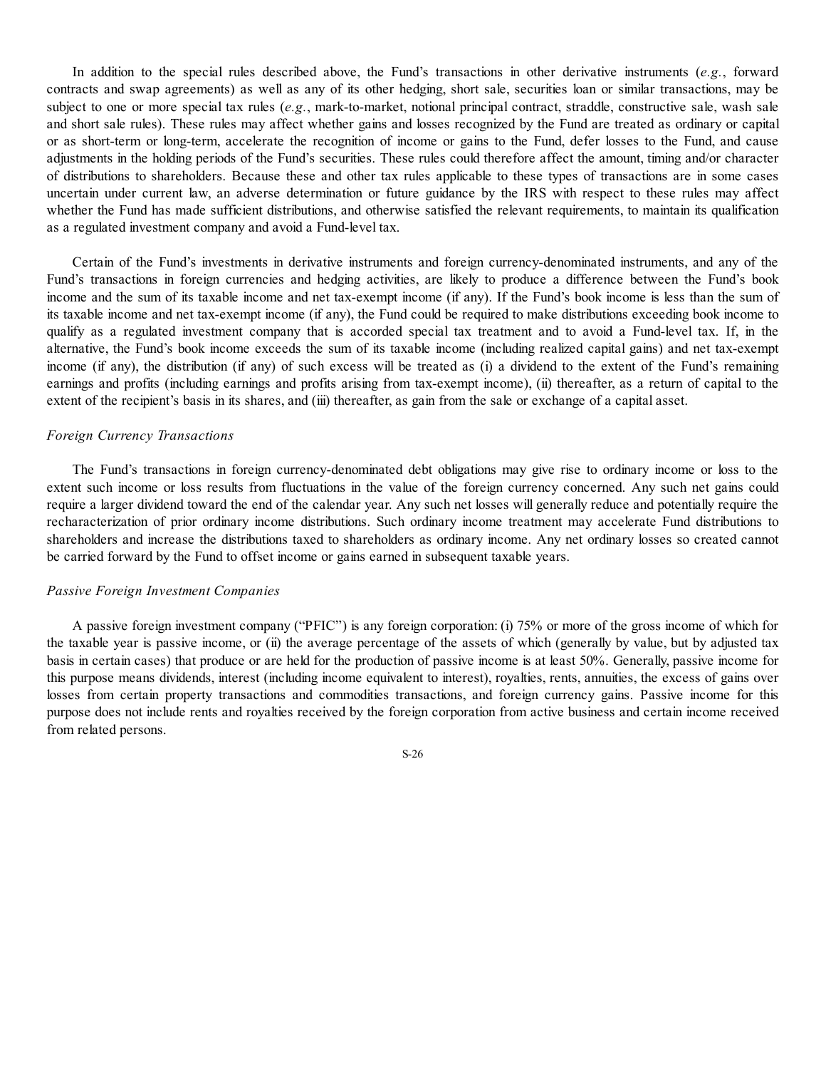In addition to the special rules described above, the Fund's transactions in other derivative instruments (*e.g.*, forward contracts and swap agreements) as well as any of its other hedging, short sale, securities loan or similar transactions, may be subject to one or more special tax rules (*e.g.*, mark-to-market, notional principal contract, straddle, constructive sale, wash sale and short sale rules). These rules may affect whether gains and losses recognized by the Fund are treated as ordinary or capital or as short-term or long-term, accelerate the recognition of income or gains to the Fund, defer losses to the Fund, and cause adjustments in the holding periods of the Fund's securities. These rules could therefore affect the amount, timing and/or character of distributions to shareholders. Because these and other tax rules applicable to these types of transactions are in some cases uncertain under current law, an adverse determination or future guidance by the IRS with respect to these rules may affect whether the Fund has made sufficient distributions, and otherwise satisfied the relevant requirements, to maintain its qualification as a regulated investment company and avoid a Fund-level tax.

Certain of the Fund's investments in derivative instruments and foreign currency-denominated instruments, and any of the Fund's transactions in foreign currencies and hedging activities, are likely to produce a difference between the Fund's book income and the sum of its taxable income and net tax-exempt income (if any). If the Fund's book income is less than the sum of its taxable income and net tax-exempt income (if any), the Fund could be required to make distributions exceeding book income to qualify as a regulated investment company that is accorded special tax treatment and to avoid a Fund-level tax. If, in the alternative, the Fund's book income exceeds the sum of its taxable income (including realized capital gains) and net tax-exempt income (if any), the distribution (if any) of such excess will be treated as (i) a dividend to the extent of the Fund's remaining earnings and profits (including earnings and profits arising from tax-exempt income), (ii) thereafter, as a return of capital to the extent of the recipient's basis in its shares, and (iii) thereafter, as gain from the sale or exchange of a capital asset.

*Foreign Currency Transactions*

The Fund's transactions in foreign currency-denominated debt obligations may give rise to ordinary income or loss to the extent such income or loss results from fluctuations in the value of the foreign currency concerned. Any such net gains could require a larger dividend toward the end of the calendar year. Any such net losses will generally reduce and potentially require the recharacterization of prior ordinary income distributions. Such ordinary income treatment may accelerate Fund distributions to shareholders and increase the distributions taxed to shareholders as ordinary income. Any net ordinary losses so created cannot be carried forward by the Fund to offset income or gains earned in subsequent taxable years.

*Passive Foreign Investment Companies*

A passive foreign investment company ("PFIC") is any foreign corporation: (i) 75% or more of the gross income of which for the taxable year is passive income, or (ii) the average percentage of the assets of which (generally by value, but by adjusted tax basis in certain cases) that produce or are held for the production of passive income is at least 50%. Generally, passive income for this purpose means dividends, interest (including income equivalent to interest), royalties, rents, annuities, the excess of gains over losses from certain property transactions and commodities transactions, and foreign currency gains. Passive income for this purpose does not include rents and royalties received by the foreign corporation from active business and certain income received from related persons.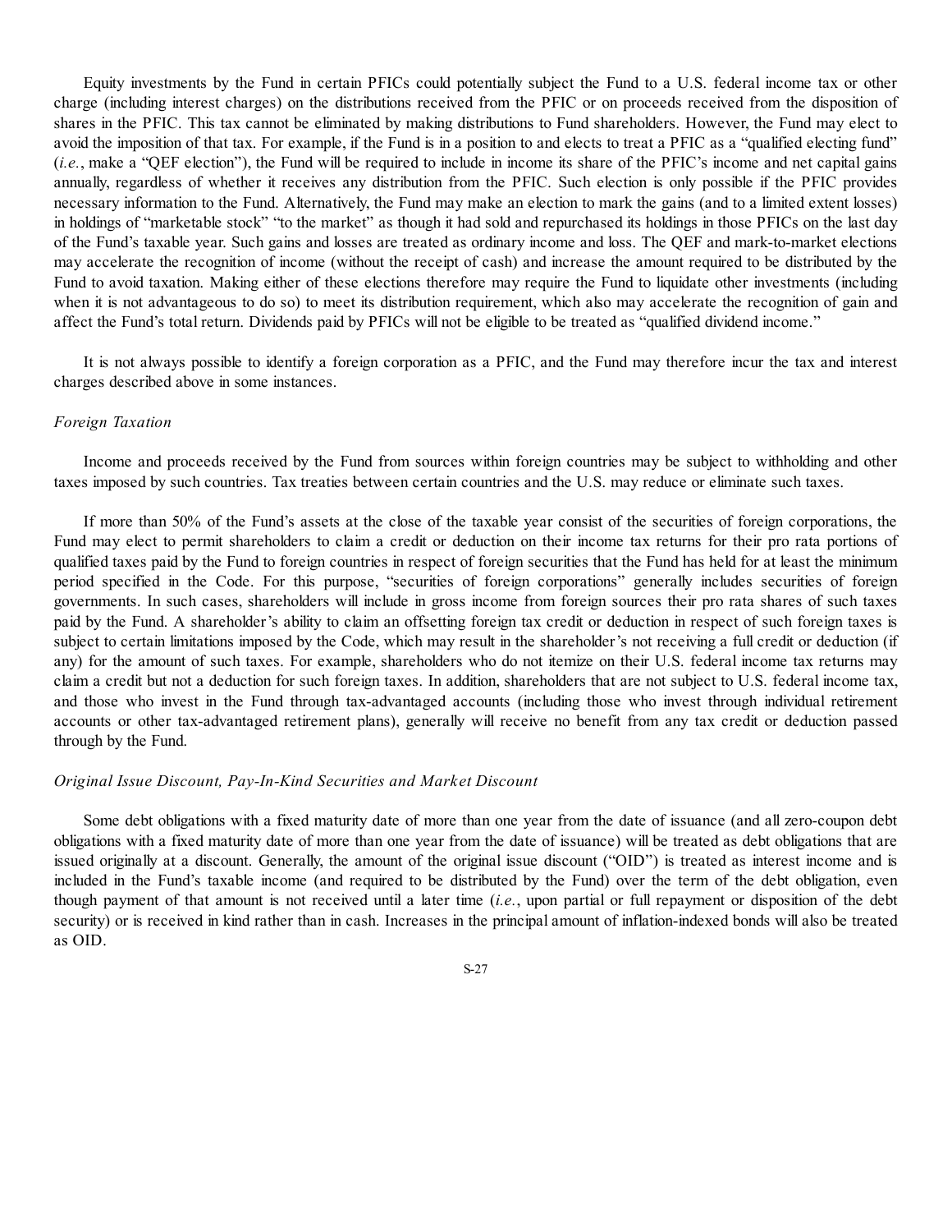Equity investments by the Fund in certain PFICs could potentially subject the Fund to a U.S. federal income tax or other charge (including interest charges) on the distributions received from the PFIC or on proceeds received from the disposition of shares in the PFIC. This tax cannot be eliminated by making distributions to Fund shareholders. However, the Fund may elect to avoid the imposition of that tax. For example, if the Fund is in a position to and elects to treat a PFIC as a "qualified electing fund" (*i.e.*, make a "QEF election"), the Fund will be required to include in income its share of the PFIC's income and net capital gains annually, regardless of whether it receives any distribution from the PFIC. Such election is only possible if the PFIC provides necessary information to the Fund. Alternatively, the Fund may make an election to mark the gains (and to a limited extent losses) in holdings of "marketable stock" "to the market" as though it had sold and repurchased its holdings in those PFICs on the last day of the Fund's taxable year. Such gains and losses are treated as ordinary income and loss. The QEF and mark-to-market elections may accelerate the recognition of income (without the receipt of cash) and increase the amount required to be distributed by the Fund to avoid taxation. Making either of these elections therefore may require the Fund to liquidate other investments (including when it is not advantageous to do so) to meet its distribution requirement, which also may accelerate the recognition of gain and affect the Fund's total return. Dividends paid by PFICs will not be eligible to be treated as "qualified dividend income."

It is not always possible to identify a foreign corporation as a PFIC, and the Fund may therefore incur the tax and interest charges described above in some instances.

*Foreign Taxation*

Income and proceeds received by the Fund from sources within foreign countries may be subject to withholding and other taxes imposed by such countries. Tax treaties between certain countries and the U.S. may reduce or eliminate such taxes.

If more than 50% of the Fund's assets at the close of the taxable year consist of the securities of foreign corporations, the Fund may elect to permit shareholders to claim a credit or deduction on their income tax returns for their pro rata portions of qualified taxes paid by the Fund to foreign countries in respect of foreign securities that the Fund has held for at least the minimum period specified in the Code. For this purpose, "securities of foreign corporations" generally includes securities of foreign governments. In such cases, shareholders will include in gross income from foreign sources their pro rata shares of such taxes paid by the Fund. A shareholder's ability to claim an offsetting foreign tax credit or deduction in respect of such foreign taxes is subject to certain limitations imposed by the Code, which may result in the shareholder's not receiving a full credit or deduction (if any) for the amount of such taxes. For example, shareholders who do not itemize on their U.S. federal income tax returns may claim a credit but not a deduction for such foreign taxes. In addition, shareholders that are not subject to U.S. federal income tax, and those who invest in the Fund through tax-advantaged accounts (including those who invest through individual retirement accounts or other tax-advantaged retirement plans), generally will receive no benefit from any tax credit or deduction passed through by the Fund.

*Original Issue Discount, Pay-In-Kind Securities and Market Discount*

Some debt obligations with a fixed maturity date of more than one year from the date of issuance (and all zero-coupon debt obligations with a fixed maturity date of more than one year from the date of issuance) will be treated as debt obligations that are issued originally at a discount. Generally, the amount of the original issue discount ("OID") is treated as interest income and is included in the Fund's taxable income (and required to be distributed by the Fund) over the term of the debt obligation, even though payment of that amount is not received until a later time (*i.e.*, upon partial or full repayment or disposition of the debt security) or is received in kind rather than in cash. Increases in the principal amount of inflation-indexed bonds will also be treated as OID.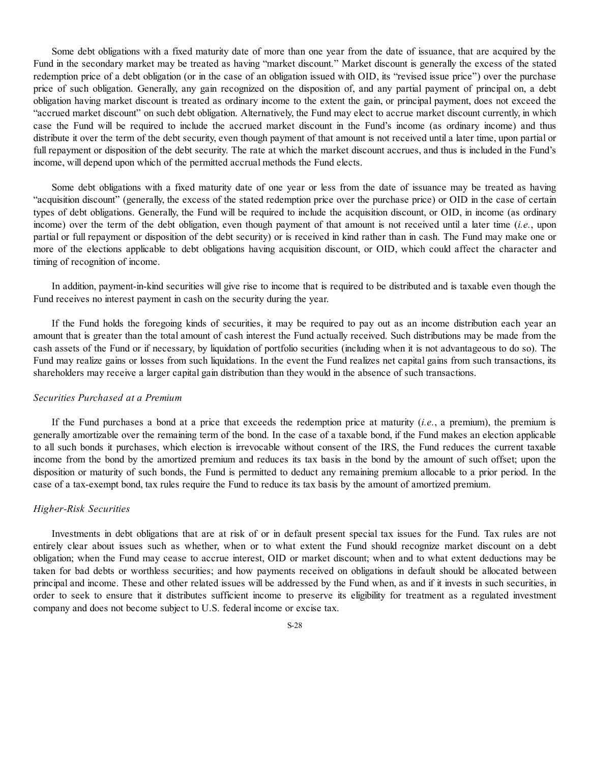Some debt obligations with a fixed maturity date of more than one year from the date of issuance, that are acquired by the Fund in the secondary market may be treated as having "market discount." Market discount is generally the excess of the stated redemption price of a debt obligation (or in the case of an obligation issued with OID, its "revised issue price") over the purchase price of such obligation. Generally, any gain recognized on the disposition of, and any partial payment of principal on, a debt obligation having market discount is treated as ordinary income to the extent the gain, or principal payment, does not exceed the "accrued market discount" on such debt obligation. Alternatively, the Fund may elect to accrue market discount currently, in which case the Fund will be required to include the accrued market discount in the Fund's income (as ordinary income) and thus distribute it over the term of the debt security, even though payment of that amount is not received until a later time, upon partial or full repayment or disposition of the debt security. The rate at which the market discount accrues, and thus is included in the Fund's income, will depend upon which of the permitted accrual methods the Fund elects.

Some debt obligations with a fixed maturity date of one year or less from the date of issuance may be treated as having "acquisition discount" (generally, the excess of the stated redemption price over the purchase price) or OID in the case of certain types of debt obligations. Generally, the Fund will be required to include the acquisition discount, or OID, in income (as ordinary income) over the term of the debt obligation, even though payment of that amount is not received until a later time (*i.e.*, upon partial or full repayment or disposition of the debt security) or is received in kind rather than in cash. The Fund may make one or more of the elections applicable to debt obligations having acquisition discount, or OID, which could affect the character and timing of recognition of income.

In addition, payment-in-kind securities will give rise to income that is required to be distributed and is taxable even though the Fund receives no interest payment in cash on the security during the year.

If the Fund holds the foregoing kinds of securities, it may be required to pay out as an income distribution each year an amount that is greater than the total amount of cash interest the Fund actually received. Such distributions may be made from the cash assets of the Fund or if necessary, by liquidation of portfolio securities (including when it is not advantageous to do so). The Fund may realize gains or losses from such liquidations. In the event the Fund realizes net capital gains from such transactions, its shareholders may receive a larger capital gain distribution than they would in the absence of such transactions.

*Securities Purchased at a Premium*

If the Fund purchases a bond at a price that exceeds the redemption price at maturity (*i.e.*, a premium), the premium is generally amortizable over the remaining term of the bond. In the case of a taxable bond, if the Fund makes an election applicable to all such bonds it purchases, which election is irrevocable without consent of the IRS, the Fund reduces the current taxable income from the bond by the amortized premium and reduces its tax basis in the bond by the amount of such offset; upon the disposition or maturity of such bonds, the Fund is permitted to deduct any remaining premium allocable to a prior period. In the case of a tax-exempt bond, tax rules require the Fund to reduce its tax basis by the amount of amortized premium.

*Higher-Risk Securities*

Investments in debt obligations that are at risk of or in default present special tax issues for the Fund. Tax rules are not entirely clear about issues such as whether, when or to what extent the Fund should recognize market discount on a debt obligation; when the Fund may cease to accrue interest, OID or market discount; when and to what extent deductions may be taken for bad debts or worthless securities; and how payments received on obligations in default should be allocated between principal and income. These and other related issues will be addressed by the Fund when, as and if it invests in such securities, in order to seek to ensure that it distributes sufficient income to preserve its eligibility for treatment as a regulated investment company and does not become subject to U.S. federal income or excise tax.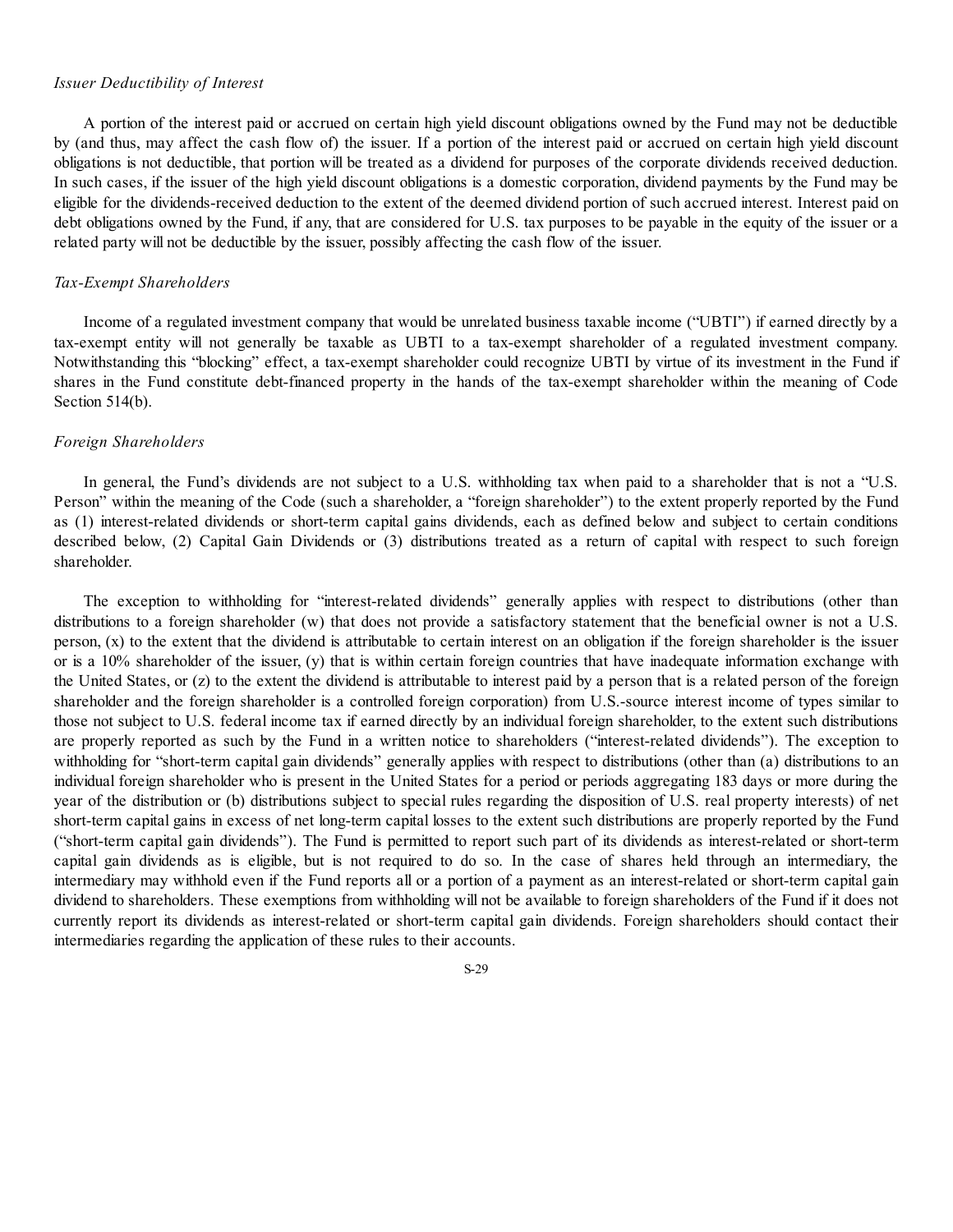*Issuer Deductibility of Interest*

A portion of the interest paid or accrued on certain high yield discount obligations owned by the Fund may not be deductible by (and thus, may affect the cash flow of) the issuer. If a portion of the interest paid or accrued on certain high yield discount obligations is not deductible, that portion will be treated as a dividend for purposes of the corporate dividends received deduction. In such cases, if the issuer of the high yield discount obligations is a domestic corporation, dividend payments by the Fund may be eligible for the dividends-received deduction to the extent of the deemed dividend portion of such accrued interest. Interest paid on debt obligations owned by the Fund, if any, that are considered for U.S. tax purposes to be payable in the equity of the issuer or a related party will not be deductible by the issuer, possibly affecting the cash flow of the issuer.

*Tax-Exempt Shareholders*

Income of a regulated investment company that would be unrelated business taxable income ("UBTI") if earned directly by a tax-exempt entity will not generally be taxable as UBTI to a tax-exempt shareholder of a regulated investment company. Notwithstanding this "blocking" effect, a tax-exempt shareholder could recognize UBTI by virtue of its investment in the Fund if shares in the Fund constitute debt-financed property in the hands of the tax-exempt shareholder within the meaning of Code Section 514(b).

*Foreign Shareholders*

In general, the Fund's dividends are not subject to a U.S. withholding tax when paid to a shareholder that is not a "U.S. Person" within the meaning of the Code (such a shareholder, a "foreign shareholder") to the extent properly reported by the Fund as (1) interest-related dividends or short-term capital gains dividends, each as defined below and subject to certain conditions described below, (2) Capital Gain Dividends or (3) distributions treated as a return of capital with respect to such foreign shareholder.

The exception to withholding for "interest-related dividends" generally applies with respect to distributions (other than distributions to a foreign shareholder (w) that does not provide a satisfactory statement that the beneficial owner is not a U.S. person, (x) to the extent that the dividend is attributable to certain interest on an obligation if the foreign shareholder is the issuer or is a 10% shareholder of the issuer, (y) that is within certain foreign countries that have inadequate information exchange with the United States, or (z) to the extent the dividend is attributable to interest paid by a person that is a related person of the foreign shareholder and the foreign shareholder is a controlled foreign corporation) from U.S.-source interest income of types similar to those not subject to U.S. federal income tax if earned directly by an individual foreign shareholder, to the extent such distributions are properly reported as such by the Fund in a written notice to shareholders ("interest-related dividends"). The exception to withholding for "short-term capital gain dividends" generally applies with respect to distributions (other than (a) distributions to an individual foreign shareholder who is present in the United States for a period or periods aggregating 183 days or more during the year of the distribution or (b) distributions subject to special rules regarding the disposition of U.S. real property interests) of net short-term capital gains in excess of net long-term capital losses to the extent such distributions are properly reported by the Fund ("short-term capital gain dividends"). The Fund is permitted to report such part of its dividends as interest-related or short-term capital gain dividends as is eligible, but is not required to do so. In the case of shares held through an intermediary, the intermediary may withhold even if the Fund reports all or a portion of a payment as an interest-related or short-term capital gain dividend to shareholders. These exemptions from withholding will not be available to foreign shareholders of the Fund if it does not currently report its dividends as interest-related or short-term capital gain dividends. Foreign shareholders should contact their intermediaries regarding the application of these rules to their accounts.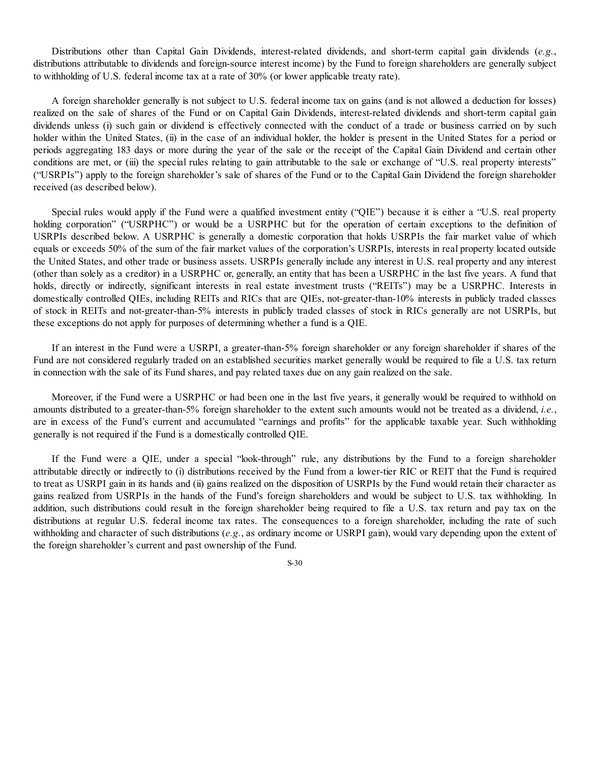Distributions other than Capital Gain Dividends, interest-related dividends, and short-term capital gain dividends (*e.g.*, distributions attributable to dividends and foreign-source interest income) by the Fund to foreign shareholders are generally subject to withholding of U.S. federal income tax at a rate of 30% (or lower applicable treaty rate).

A foreign shareholder generally is not subject to U.S. federal income tax on gains (and is not allowed a deduction for losses) realized on the sale of shares of the Fund or on Capital Gain Dividends, interest-related dividends and short-term capital gain dividends unless (i) such gain or dividend is effectively connected with the conduct of a trade or business carried on by such holder within the United States, (ii) in the case of an individual holder, the holder is present in the United States for a period or periods aggregating 183 days or more during the year of the sale or the receipt of the Capital Gain Dividend and certain other conditions are met, or (iii) the special rules relating to gain attributable to the sale or exchange of "U.S. real property interests" ("USRPIs") apply to the foreign shareholder's sale of shares of the Fund or to the Capital Gain Dividend the foreign shareholder received (as described below).

Special rules would apply if the Fund were a qualified investment entity ("QIE") because it is either a "U.S. real property holding corporation" ("USRPHC") or would be a USRPHC but for the operation of certain exceptions to the definition of USRPIs described below. A USRPHC is generally a domestic corporation that holds USRPIs the fair market value of which equals or exceeds 50% of the sum of the fair market values of the corporation's USRPIs, interests in real property located outside the United States, and other trade or business assets. USRPIs generally include any interest in U.S. real property and any interest (other than solely as a creditor) in a USRPHC or, generally, an entity that has been a USRPHC in the last five years. A fund that holds, directly or indirectly, significant interests in real estate investment trusts ("REITs") may be a USRPHC. Interests in domestically controlled QIEs, including REITs and RICs that are QIEs, not-greater-than-10% interests in publicly traded classes of stock in REITs and not-greater-than-5% interests in publicly traded classes of stock in RICs generally are not USRPIs, but these exceptions do not apply for purposes of determining whether a fund is a QIE.

If an interest in the Fund were a USRPI, a greater-than-5% foreign shareholder or any foreign shareholder if shares of the Fund are not considered regularly traded on an established securities market generally would be required to file a U.S. tax return in connection with the sale of its Fund shares, and pay related taxes due on any gain realized on the sale.

Moreover, if the Fund were a USRPHC or had been one in the last five years, it generally would be required to withhold on amounts distributed to a greater-than-5% foreign shareholder to the extent such amounts would not be treated as a dividend, *i.e.*, are in excess of the Fund's current and accumulated "earnings and profits" for the applicable taxable year. Such withholding generally is not required if the Fund is a domestically controlled QIE.

If the Fund were a QIE, under a special "look-through" rule, any distributions by the Fund to a foreign shareholder attributable directly or indirectly to (i) distributions received by the Fund from a lower-tier RIC or REIT that the Fund is required to treat as USRPI gain in its hands and (ii) gains realized on the disposition of USRPIs by the Fund would retain their character as gains realized from USRPIs in the hands of the Fund's foreign shareholders and would be subject to U.S. tax withholding. In addition, such distributions could result in the foreign shareholder being required to file a U.S. tax return and pay tax on the distributions at regular U.S. federal income tax rates. The consequences to a foreign shareholder, including the rate of such withholding and character of such distributions (*e.g.*, as ordinary income or USRPI gain), would vary depending upon the extent of the foreign shareholder's current and past ownership of the Fund.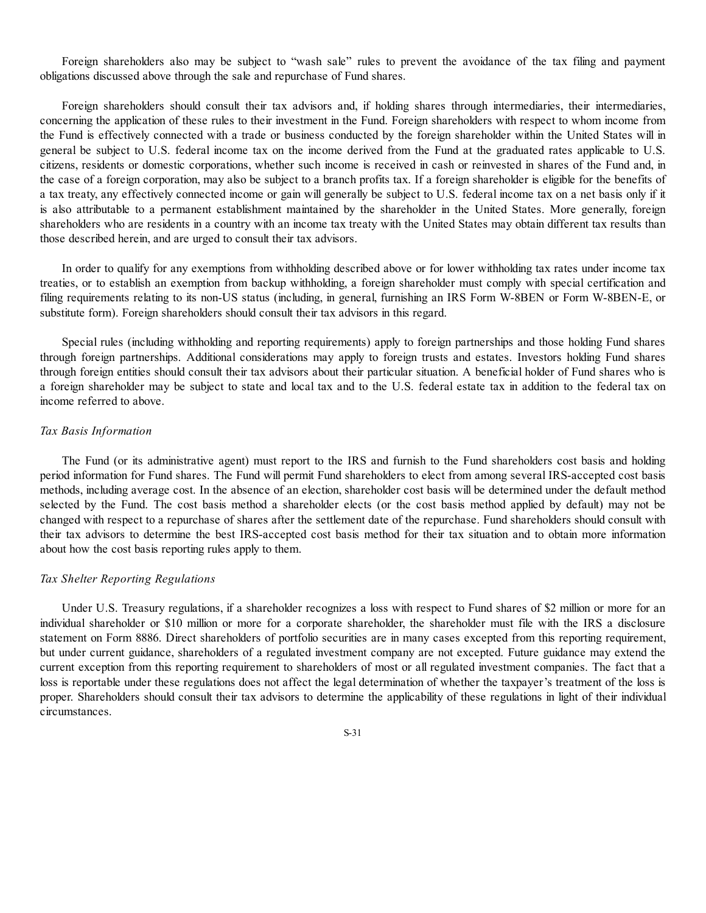Foreign shareholders also may be subject to "wash sale" rules to prevent the avoidance of the tax filing and payment obligations discussed above through the sale and repurchase of Fund shares.

Foreign shareholders should consult their tax advisors and, if holding shares through intermediaries, their intermediaries, concerning the application of these rules to their investment in the Fund. Foreign shareholders with respect to whom income from the Fund is effectively connected with a trade or business conducted by the foreign shareholder within the United States will in general be subject to U.S. federal income tax on the income derived from the Fund at the graduated rates applicable to U.S. citizens, residents or domestic corporations, whether such income is received in cash or reinvested in shares of the Fund and, in the case of a foreign corporation, may also be subject to a branch profits tax. If a foreign shareholder is eligible for the benefits of a tax treaty, any effectively connected income or gain will generally be subject to U.S. federal income tax on a net basis only if it is also attributable to a permanent establishment maintained by the shareholder in the United States. More generally, foreign shareholders who are residents in a country with an income tax treaty with the United States may obtain different tax results than those described herein, and are urged to consult their tax advisors.

In order to qualify for any exemptions from withholding described above or for lower withholding tax rates under income tax treaties, or to establish an exemption from backup withholding, a foreign shareholder must comply with special certification and filing requirements relating to its non-US status (including, in general, furnishing an IRS Form W-8BEN or Form W-8BEN-E, or substitute form). Foreign shareholders should consult their tax advisors in this regard.

Special rules (including withholding and reporting requirements) apply to foreign partnerships and those holding Fund shares through foreign partnerships. Additional considerations may apply to foreign trusts and estates. Investors holding Fund shares through foreign entities should consult their tax advisors about their particular situation. A beneficial holder of Fund shares who is a foreign shareholder may be subject to state and local tax and to the U.S. federal estate tax in addition to the federal tax on income referred to above.

*Tax Basis Information*

The Fund (or its administrative agent) must report to the IRS and furnish to the Fund shareholders cost basis and holding period information for Fund shares. The Fund will permit Fund shareholders to elect from among several IRS-accepted cost basis methods, including average cost. In the absence of an election, shareholder cost basis will be determined under the default method selected by the Fund. The cost basis method a shareholder elects (or the cost basis method applied by default) may not be changed with respect to a repurchase of shares after the settlement date of the repurchase. Fund shareholders should consult with their tax advisors to determine the best IRS-accepted cost basis method for their tax situation and to obtain more information about how the cost basis reporting rules apply to them.

*Tax Shelter Reporting Regulations*

Under U.S. Treasury regulations, if a shareholder recognizes a loss with respect to Fund shares of $2 million or more for an individual shareholder or $10 million or more for a corporate shareholder, the shareholder must file with the IRS a disclosure statement on Form 8886. Direct shareholders of portfolio securities are in many cases excepted from this reporting requirement, but under current guidance, shareholders of a regulated investment company are not excepted. Future guidance may extend the current exception from this reporting requirement to shareholders of most or all regulated investment companies. The fact that a loss is reportable under these regulations does not affect the legal determination of whether the taxpayer's treatment of the loss is proper. Shareholders should consult their tax advisors to determine the applicability of these regulations in light of their individual circumstances.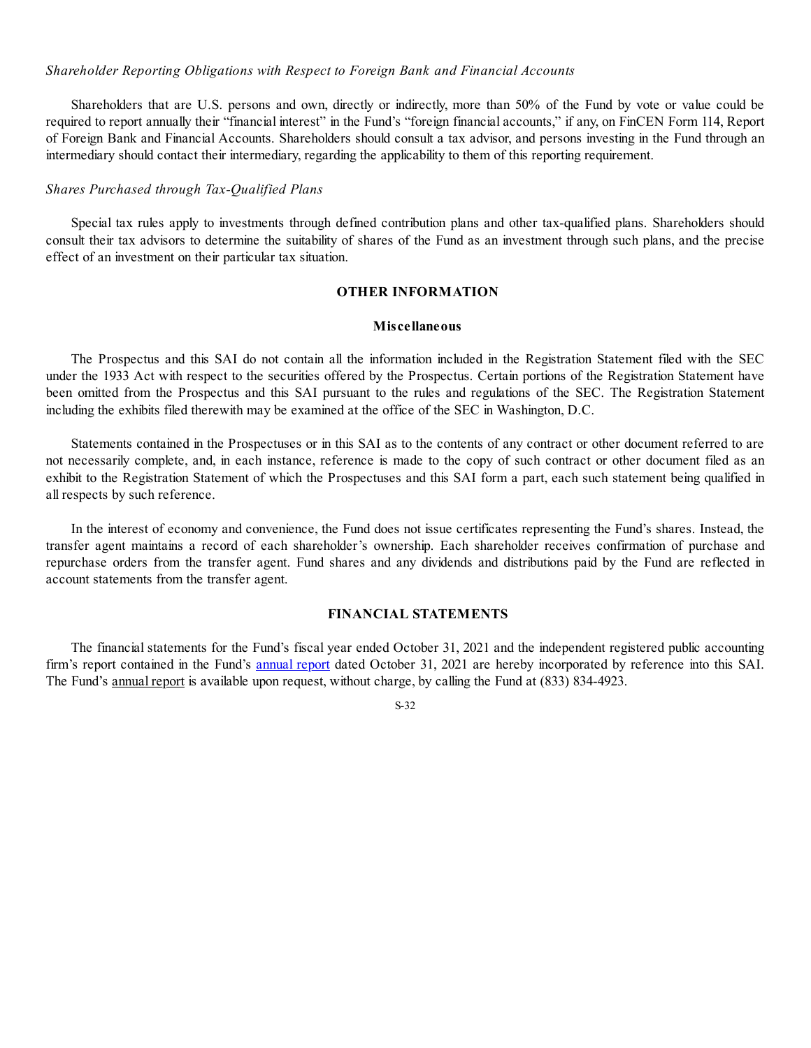*Shareholder Reporting Obligations with Respect to Foreign Bank and Financial Accounts*

Shareholders that are U.S. persons and own, directly or indirectly, more than 50% of the Fund by vote or value could be required to report annually their "financial interest" in the Fund's "foreign financial accounts," if any, on FinCEN Form 114, Report of Foreign Bank and Financial Accounts. Shareholders should consult a tax advisor, and persons investing in the Fund through an intermediary should contact their intermediary, regarding the applicability to them of this reporting requirement.

*Shares Purchased through Tax-Qualified Plans*

Special tax rules apply to investments through defined contribution plans and other tax-qualified plans. Shareholders should consult their tax advisors to determine the suitability of shares of the Fund as an investment through such plans, and the precise effect of an investment on their particular tax situation.

## OTHER INFORMATION

### Miscellaneous

The Prospectus and this SAI do not contain all the information included in the Registration Statement filed with the SEC under the 1933 Act with respect to the securities offered by the Prospectus. Certain portions of the Registration Statement have been omitted from the Prospectus and this SAI pursuant to the rules and regulations of the SEC. The Registration Statement including the exhibits filed therewith may be examined at the office of the SEC in Washington, D.C.

Statements contained in the Prospectuses or in this SAI as to the contents of any contract or other document referred to are not necessarily complete, and, in each instance, reference is made to the copy of such contract or other document filed as an exhibit to the Registration Statement of which the Prospectuses and this SAI form a part, each such statement being qualified in all respects by such reference.

In the interest of economy and convenience, the Fund does not issue certificates representing the Fund's shares. Instead, the transfer agent maintains a record of each shareholder's ownership. Each shareholder receives confirmation of purchase and repurchase orders from the transfer agent. Fund shares and any dividends and distributions paid by the Fund are reflected in account statements from the transfer agent.

## FINANCIAL STATEMENTS

The financial statements for the Fund's fiscal year ended October 31, 2021 and the independent registered public accounting firm's report contained in the Fund's annual report dated October 31, 2021 are hereby incorporated by reference into this SAI. The Fund's annual report is available upon request, without charge, by calling the Fund at (833) 834-4923.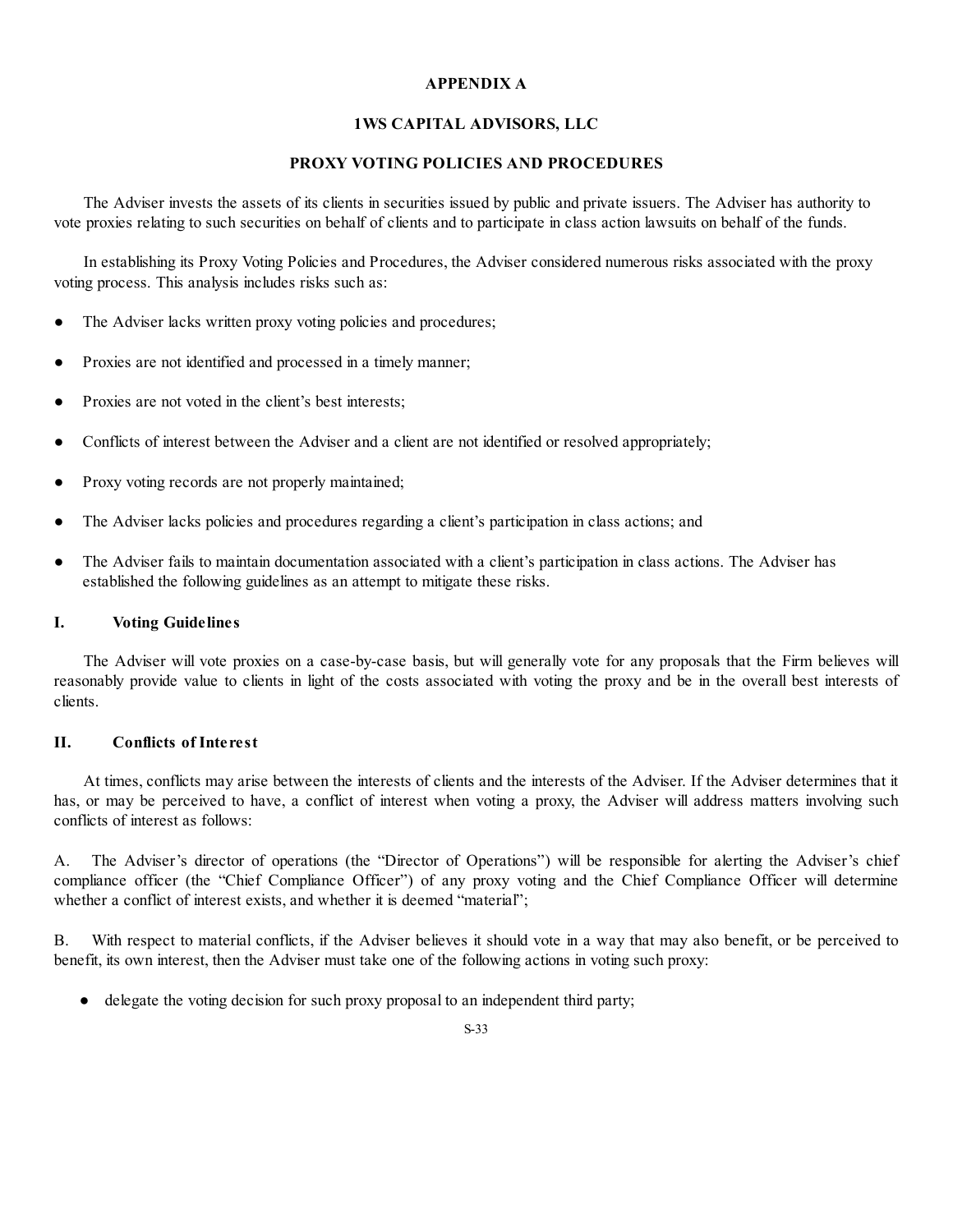**APPENDIX A**

**1WS CAPITAL ADVISORS, LLC**

**PROXY VOTING POLICIES AND PROCEDURES**

The Adviser invests the assets of its clients in securities issued by public and private issuers. The Adviser has authority to vote proxies relating to such securities on behalf of clients and to participate in class action lawsuits on behalf of the funds.

In establishing its Proxy Voting Policies and Procedures, the Adviser considered numerous risks associated with the proxy voting process. This analysis includes risks such as:

- The Adviser lacks written proxy voting policies and procedures;
- Proxies are not identified and processed in a timely manner;
- Proxies are not voted in the client's best interests;
- Conflicts of interest between the Adviser and a client are not identified or resolved appropriately;
- Proxy voting records are not properly maintained;
- The Adviser lacks policies and procedures regarding a client's participation in class actions; and
- The Adviser fails to maintain documentation associated with a client's participation in class actions. The Adviser has established the following guidelines as an attempt to mitigate these risks.

## I. Voting Guidelines

The Adviser will vote proxies on a case-by-case basis, but will generally vote for any proposals that the Firm believes will reasonably provide value to clients in light of the costs associated with voting the proxy and be in the overall best interests of clients.

## II. Conflicts of Interest

At times, conflicts may arise between the interests of clients and the interests of the Adviser. If the Adviser determines that it has, or may be perceived to have, a conflict of interest when voting a proxy, the Adviser will address matters involving such conflicts of interest as follows:

A. The Adviser's director of operations (the "Director of Operations") will be responsible for alerting the Adviser's chief compliance officer (the "Chief Compliance Officer") of any proxy voting and the Chief Compliance Officer will determine whether a conflict of interest exists, and whether it is deemed "material";

B. With respect to material conflicts, if the Adviser believes it should vote in a way that may also benefit, or be perceived to benefit, its own interest, then the Adviser must take one of the following actions in voting such proxy:

- delegate the voting decision for such proxy proposal to an independent third party;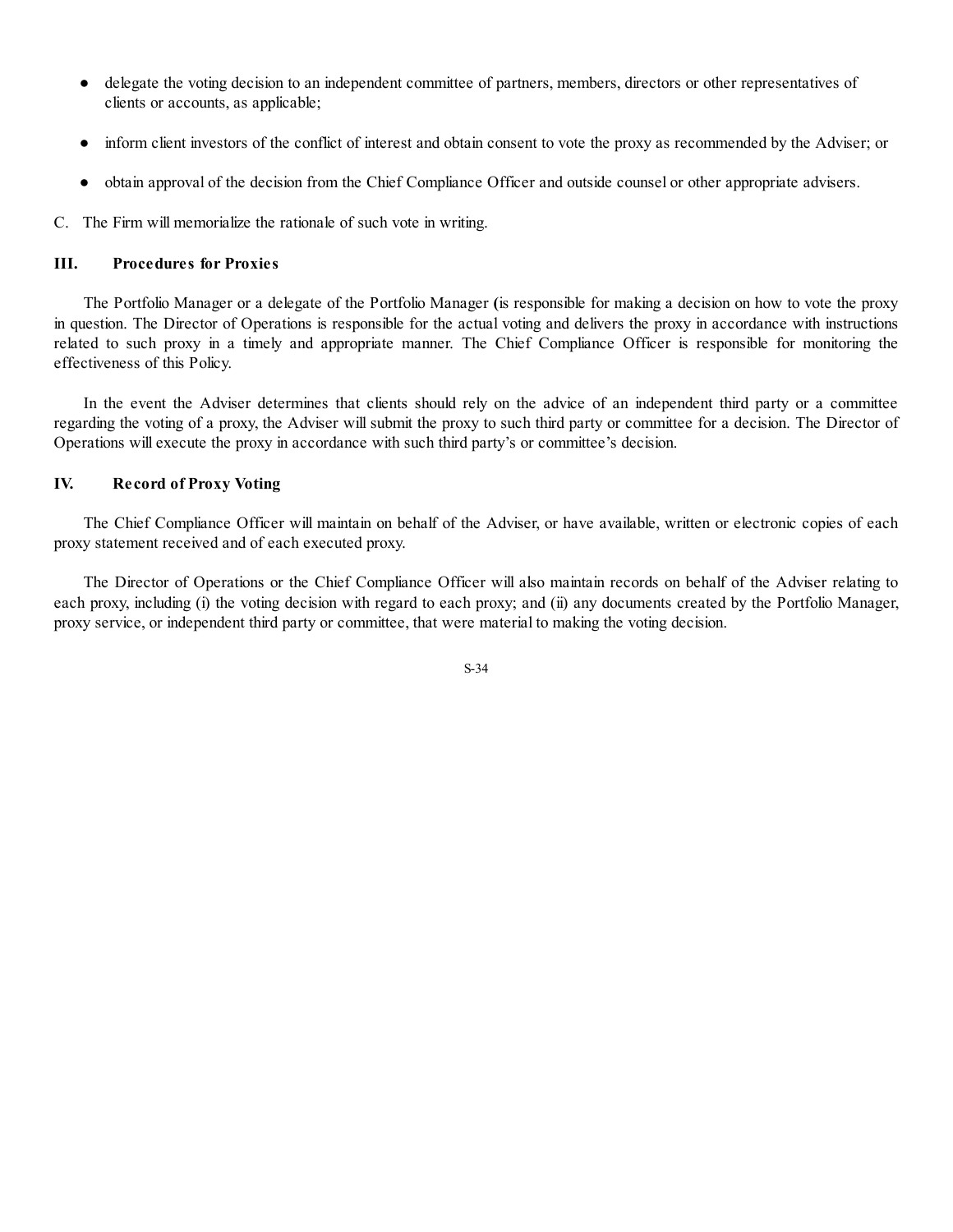- delegate the voting decision to an independent committee of partners, members, directors or other representatives of clients or accounts, as applicable;
- inform client investors of the conflict of interest and obtain consent to vote the proxy as recommended by the Adviser; or
- obtain approval of the decision from the Chief Compliance Officer and outside counsel or other appropriate advisers.

C. The Firm will memorialize the rationale of such vote in writing.

## III. Procedures for Proxies

The Portfolio Manager or a delegate of the Portfolio Manager (is responsible for making a decision on how to vote the proxy in question. The Director of Operations is responsible for the actual voting and delivers the proxy in accordance with instructions related to such proxy in a timely and appropriate manner. The Chief Compliance Officer is responsible for monitoring the effectiveness of this Policy.

In the event the Adviser determines that clients should rely on the advice of an independent third party or a committee regarding the voting of a proxy, the Adviser will submit the proxy to such third party or committee for a decision. The Director of Operations will execute the proxy in accordance with such third party's or committee's decision.

## IV. Record of Proxy Voting

The Chief Compliance Officer will maintain on behalf of the Adviser, or have available, written or electronic copies of each proxy statement received and of each executed proxy.

The Director of Operations or the Chief Compliance Officer will also maintain records on behalf of the Adviser relating to each proxy, including (i) the voting decision with regard to each proxy; and (ii) any documents created by the Portfolio Manager, proxy service, or independent third party or committee, that were material to making the voting decision.